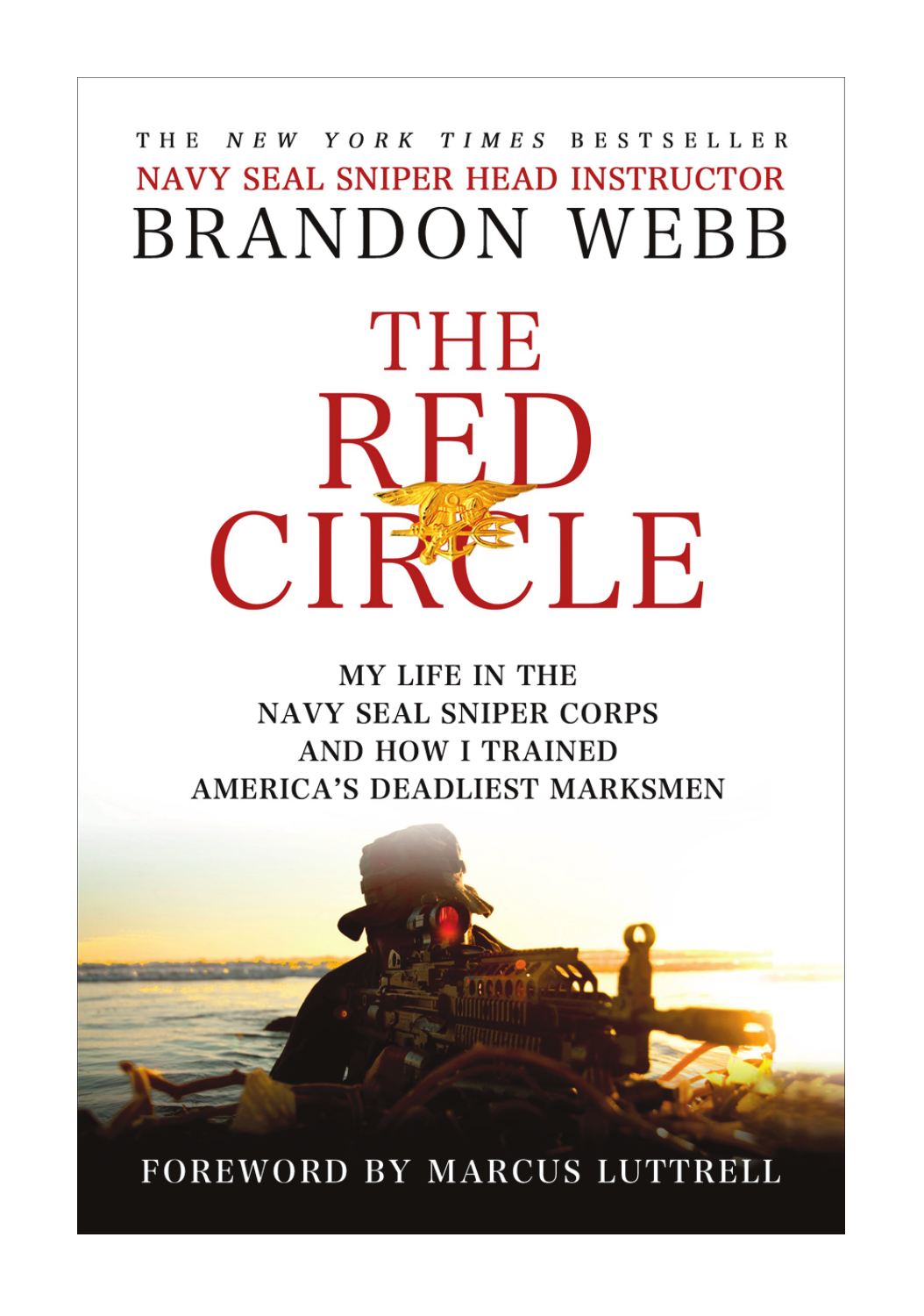THE *NEW YORK TIMES* BESTSELLER

NAVY SEAL SNIPER HEAD INSTRUCTOR

BRANDON WEBB

# THE RED CIRCLE

## MY LIFE IN THE NAVY SEAL SNIPER CORPS AND HOW I TRAINED AMERICA'S DEADLIEST MARKSMEN

FOREWORD BY MARCUS LUTTRELL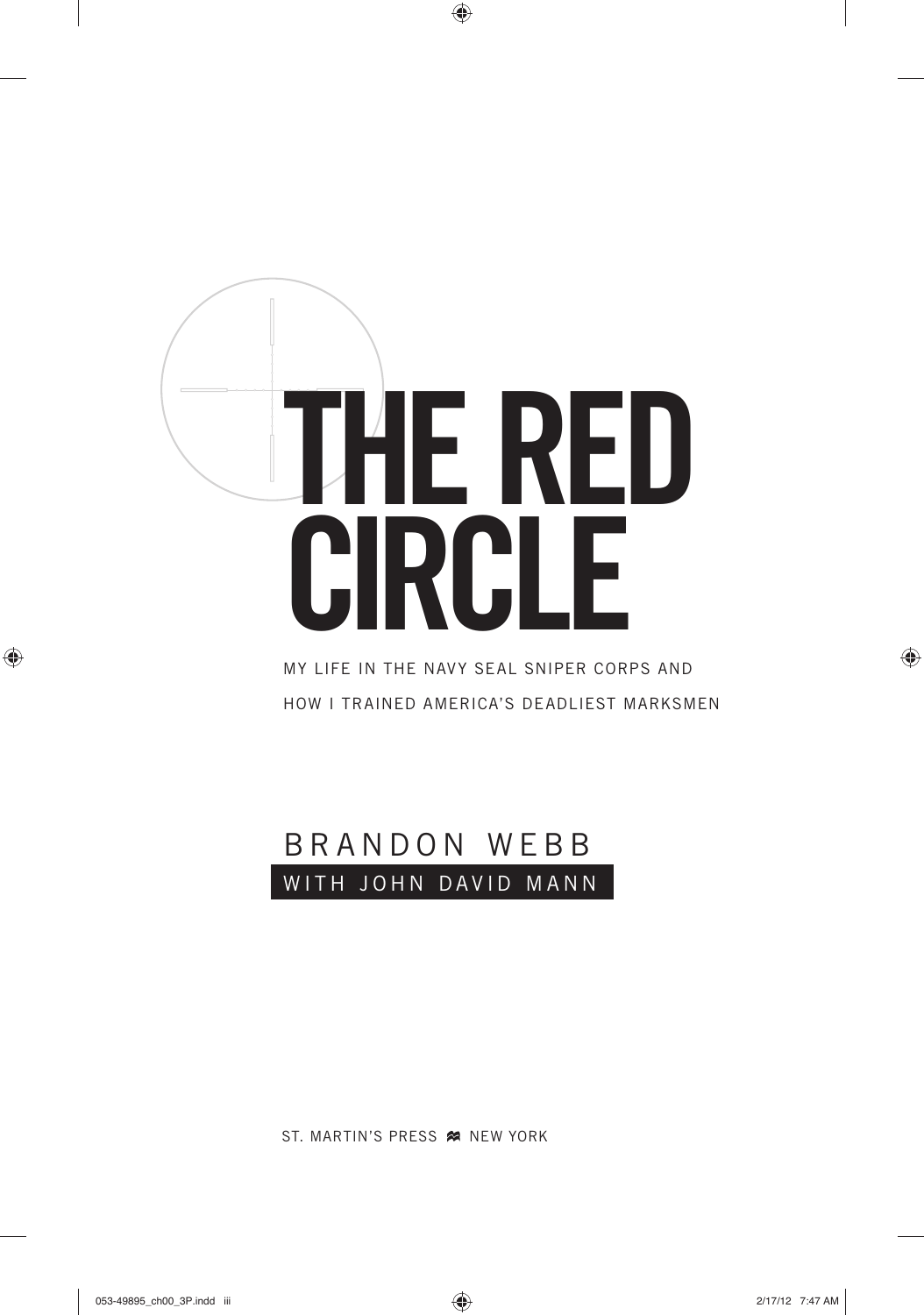# THE RED CIRCLE

MY LIFE IN THE NAVY SEAL SNIPER CORPS AND HOW I TRAINED AMERICA'S DEADLIEST MARKSMEN

BRANDON WEBB

WITH JOHN DAVID MANN

ST. MARTIN'S PRESS NEW YORK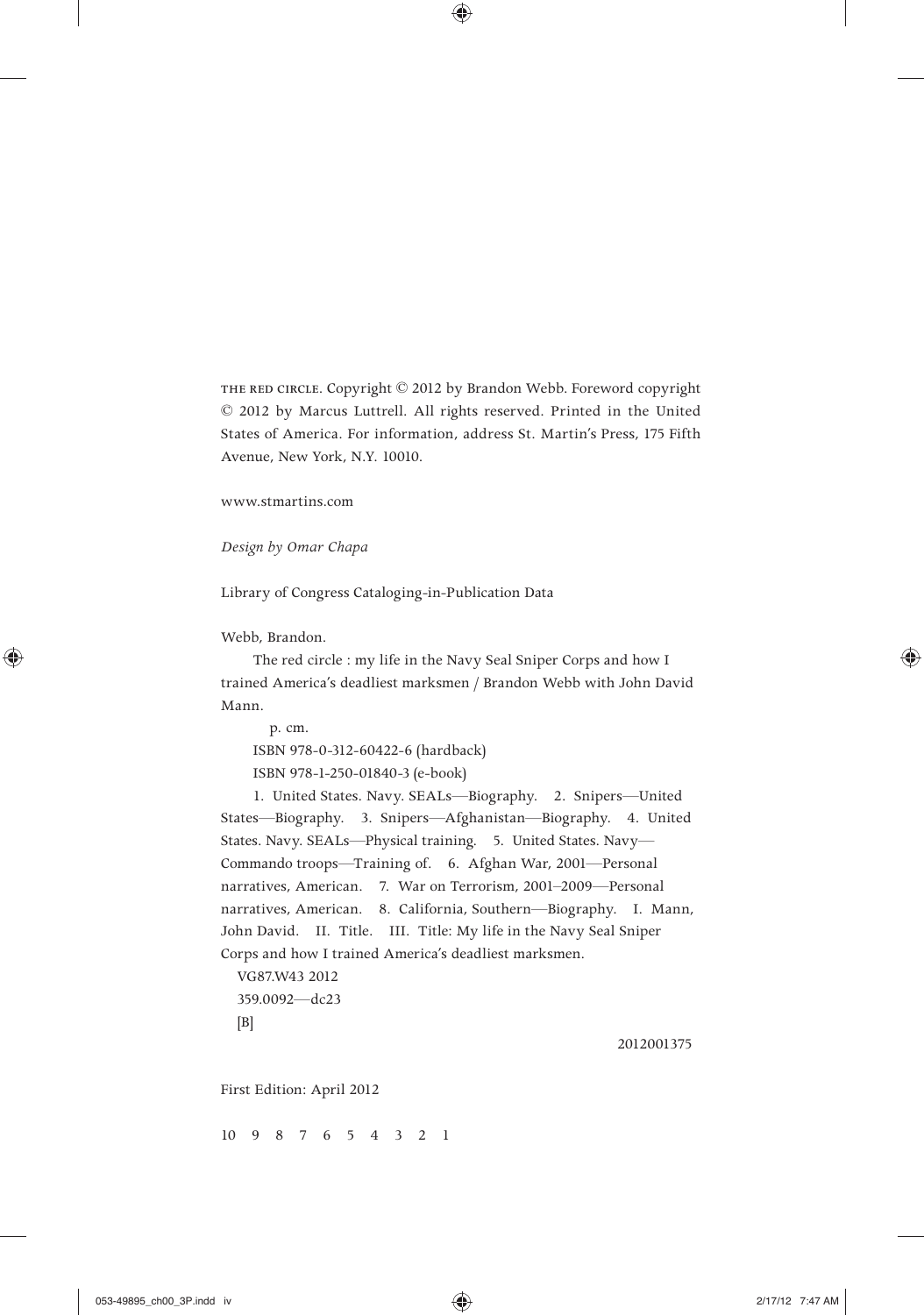THE RED CIRCLE. Copyright © 2012 by Brandon Webb. Foreword copyright © 2012 by Marcus Luttrell. All rights reserved. Printed in the United States of America. For information, address St. Martin's Press, 175 Fifth Avenue, New York, N.Y. 10010.

www.stmartins.com

*Design by Omar Chapa*

Library of Congress Cataloging-in-Publication Data

Webb, Brandon.

The red circle : my life in the Navy Seal Sniper Corps and how I trained America's deadliest marksmen / Brandon Webb with John David Mann.

p. cm.

ISBN 978-0-312-60422-6 (hardback)

ISBN 978-1-250-01840-3 (e-book)

1. United States. Navy. SEALs—Biography. 2. Snipers—United States—Biography. 3. Snipers—Afghanistan—Biography. 4. United States. Navy. SEALs—Physical training. 5. United States. Navy—Commando troops—Training of. 6. Afghan War, 2001—Personal narratives, American. 7. War on Terrorism, 2001–2009—Personal narratives, American. 8. California, Southern—Biography. I. Mann, John David. II. Title. III. Title: My life in the Navy Seal Sniper Corps and how I trained America's deadliest marksmen.

VG87.W43 2012

359.0092—dc23

[B]

2012001375

First Edition: April 2012

10 9 8 7 6 5 4 3 2 1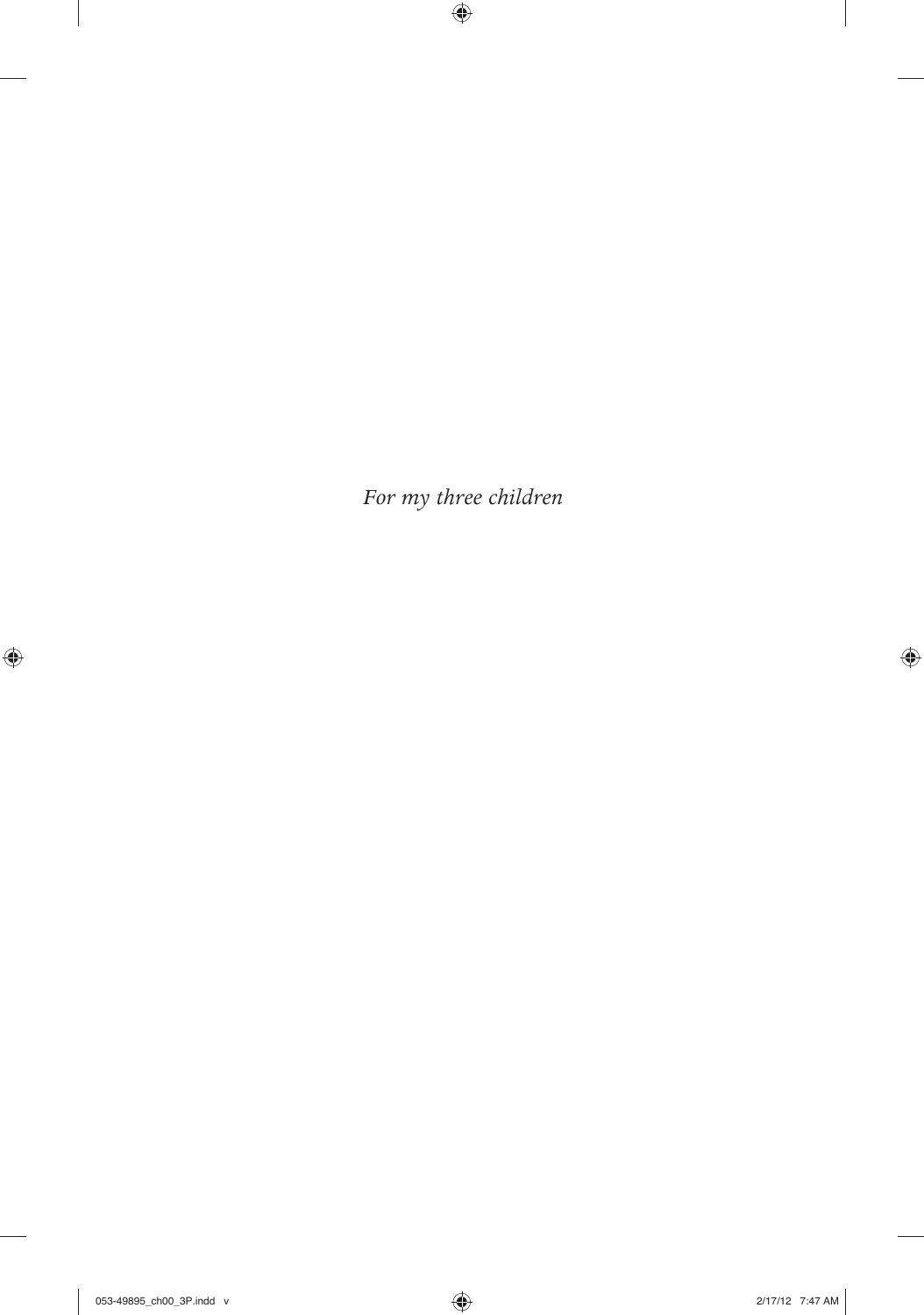*For my three children*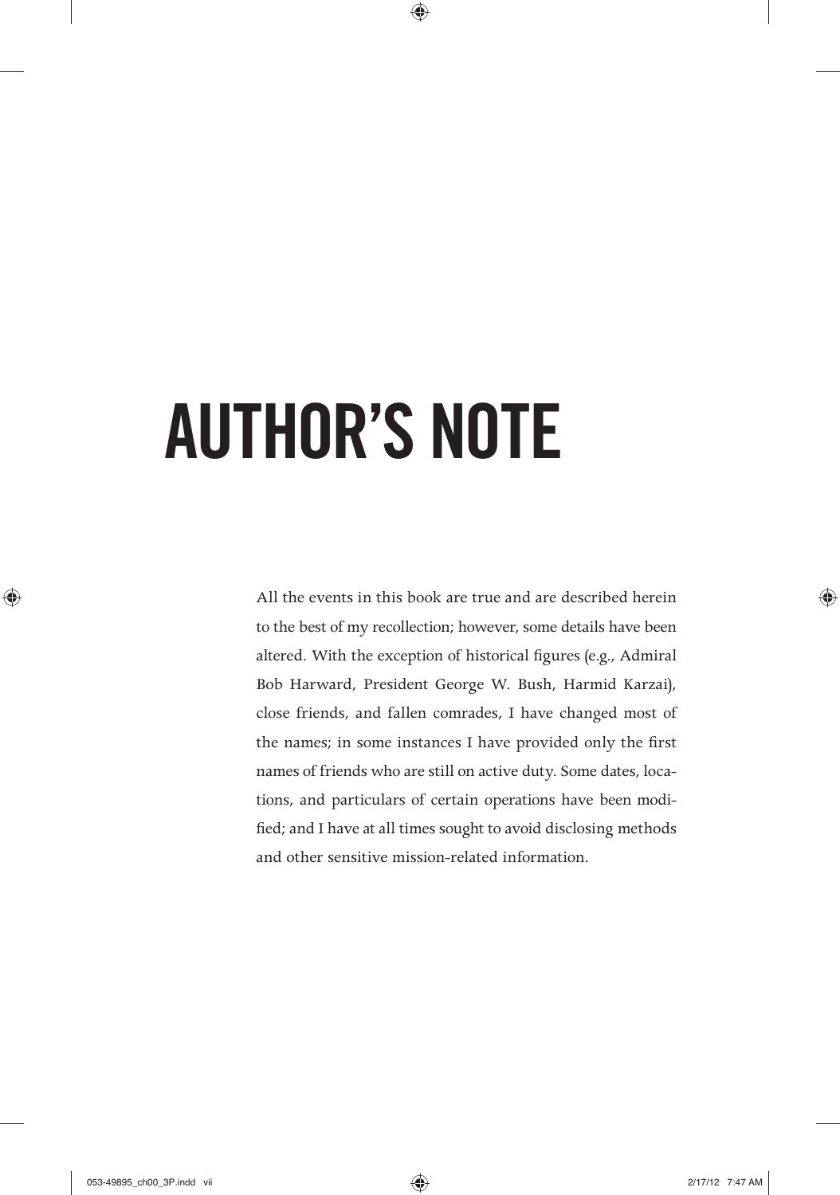# AUTHOR'S NOTE

All the events in this book are true and are described herein to the best of my recollection; however, some details have been altered. With the exception of historical figures (e.g., Admiral Bob Harward, President George W. Bush, Harmid Karzai), close friends, and fallen comrades, I have changed most of the names; in some instances I have provided only the first names of friends who are still on active duty. Some dates, locations, and particulars of certain operations have been modified; and I have at all times sought to avoid disclosing methods and other sensitive mission-related information.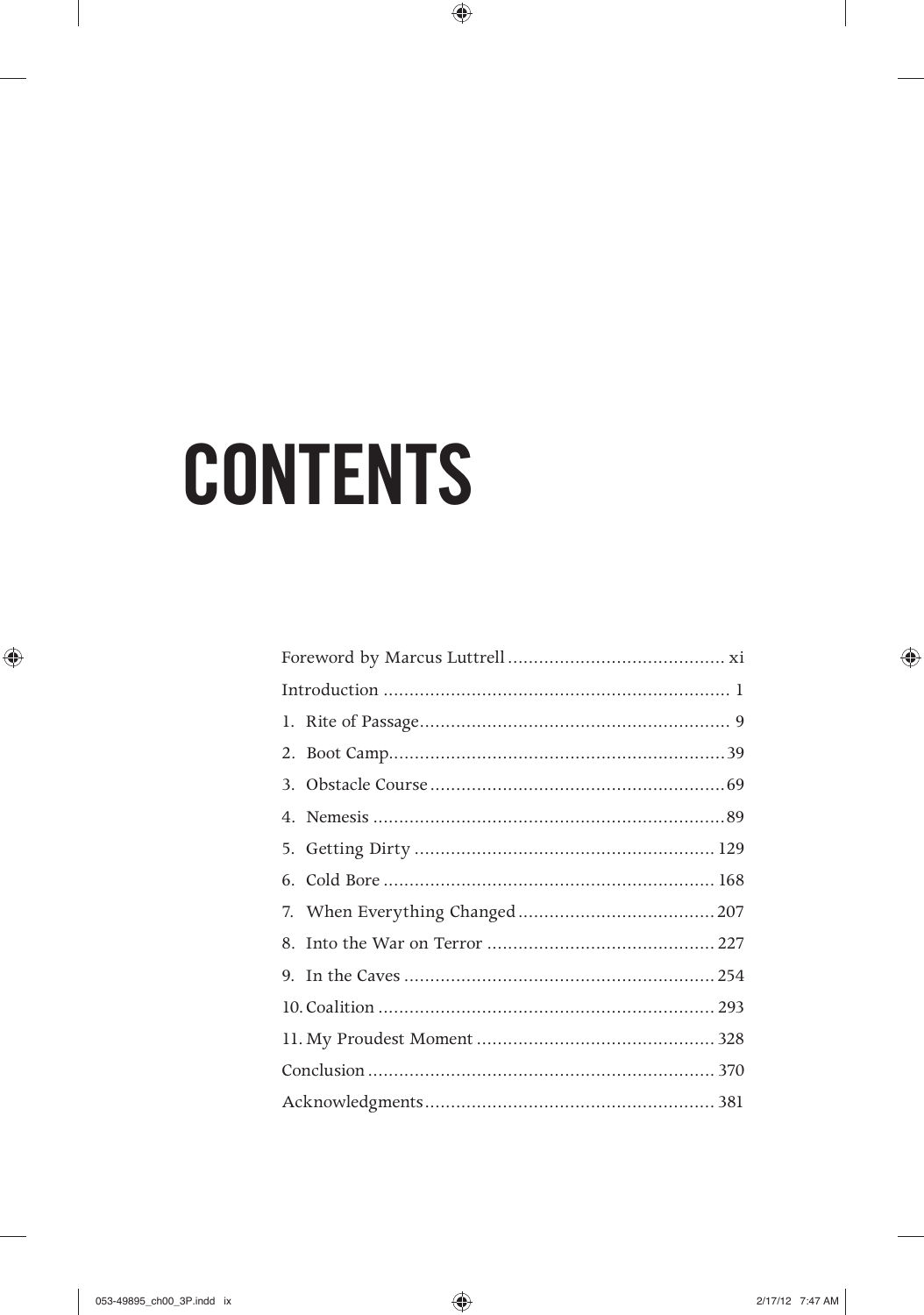# CONTENTS

Foreword by Marcus Luttrell .......... xi

Introduction .......... 1

1. Rite of Passage .......... 9
2. Boot Camp .......... 39
3. Obstacle Course .......... 69
4. Nemesis .......... 89
5. Getting Dirty .......... 129
6. Cold Bore .......... 168
7. When Everything Changed .......... 207
8. Into the War on Terror .......... 227
9. In the Caves .......... 254
10. Coalition .......... 293
11. My Proudest Moment .......... 328

Conclusion .......... 370

Acknowledgments .......... 381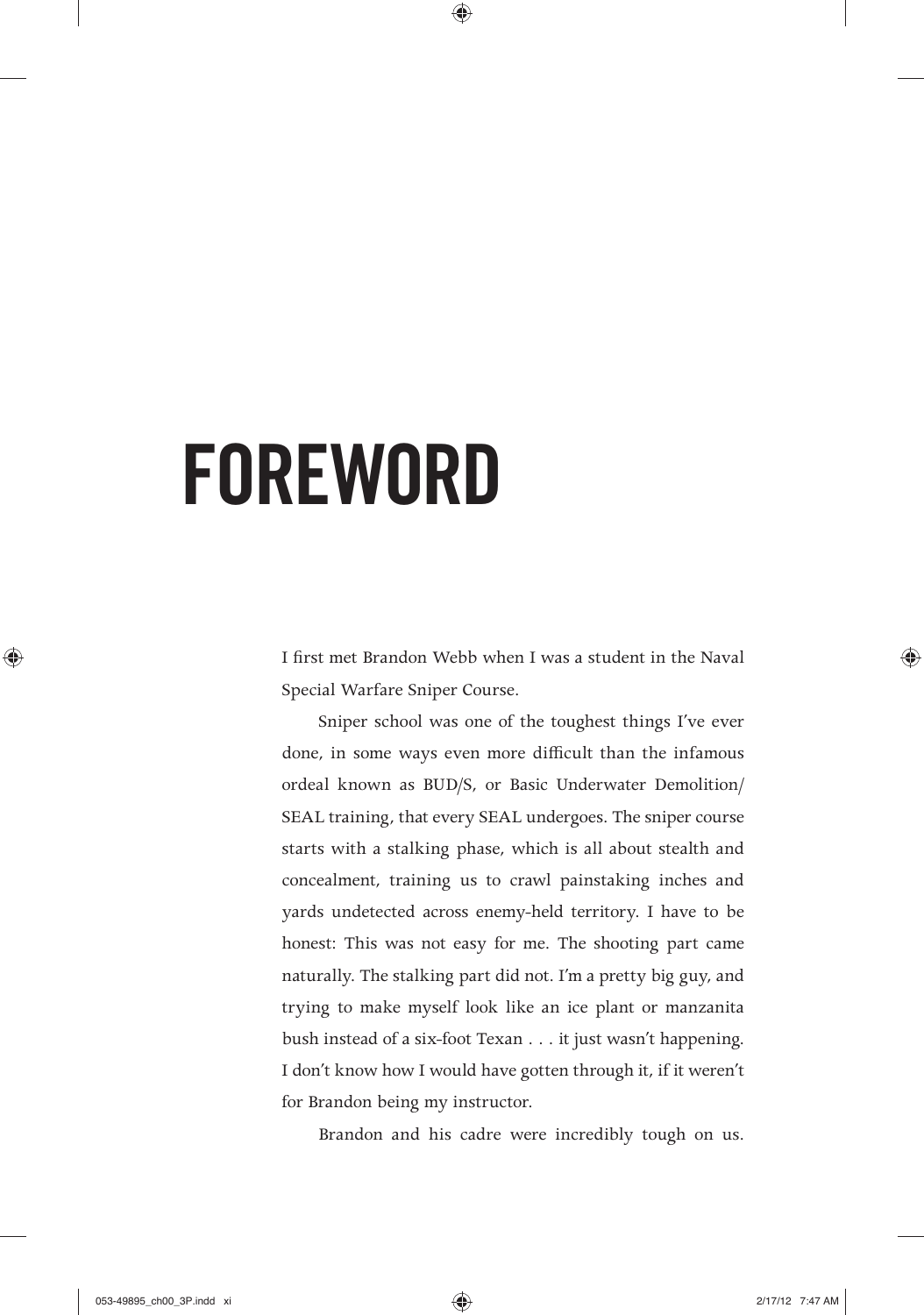# FOREWORD

I first met Brandon Webb when I was a student in the Naval Special Warfare Sniper Course.

Sniper school was one of the toughest things I've ever done, in some ways even more difficult than the infamous ordeal known as BUD/S, or Basic Underwater Demolition/SEAL training, that every SEAL undergoes. The sniper course starts with a stalking phase, which is all about stealth and concealment, training us to crawl painstaking inches and yards undetected across enemy-held territory. I have to be honest: This was not easy for me. The shooting part came naturally. The stalking part did not. I'm a pretty big guy, and trying to make myself look like an ice plant or manzanita bush instead of a six-foot Texan . . . it just wasn't happening. I don't know how I would have gotten through it, if it weren't for Brandon being my instructor.

Brandon and his cadre were incredibly tough on us.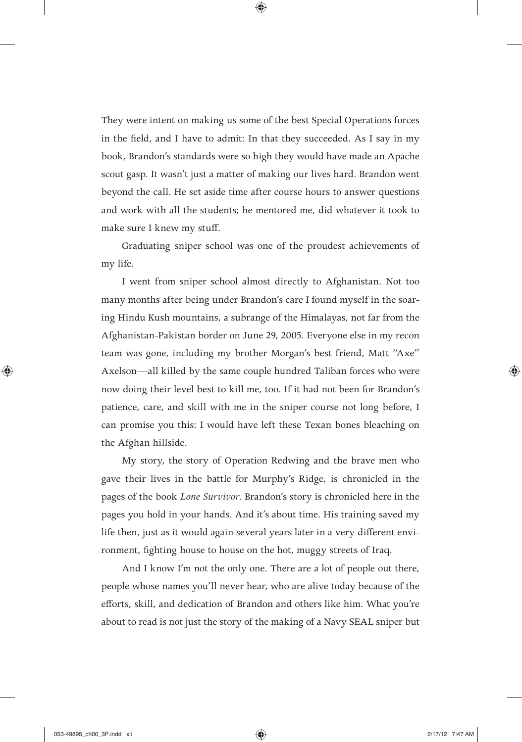They were intent on making us some of the best Special Operations forces in the field, and I have to admit: In that they succeeded. As I say in my book, Brandon's standards were so high they would have made an Apache scout gasp. It wasn't just a matter of making our lives hard. Brandon went beyond the call. He set aside time after course hours to answer questions and work with all the students; he mentored me, did whatever it took to make sure I knew my stuff.

Graduating sniper school was one of the proudest achievements of my life.

I went from sniper school almost directly to Afghanistan. Not too many months after being under Brandon's care I found myself in the soaring Hindu Kush mountains, a subrange of the Himalayas, not far from the Afghanistan-Pakistan border on June 29, 2005. Everyone else in my recon team was gone, including my brother Morgan's best friend, Matt "Axe" Axelson—all killed by the same couple hundred Taliban forces who were now doing their level best to kill me, too. If it had not been for Brandon's patience, care, and skill with me in the sniper course not long before, I can promise you this: I would have left these Texan bones bleaching on the Afghan hillside.

My story, the story of Operation Redwing and the brave men who gave their lives in the battle for Murphy's Ridge, is chronicled in the pages of the book *Lone Survivor*. Brandon's story is chronicled here in the pages you hold in your hands. And it's about time. His training saved my life then, just as it would again several years later in a very different environment, fighting house to house on the hot, muggy streets of Iraq.

And I know I'm not the only one. There are a lot of people out there, people whose names you'll never hear, who are alive today because of the efforts, skill, and dedication of Brandon and others like him. What you're about to read is not just the story of the making of a Navy SEAL sniper but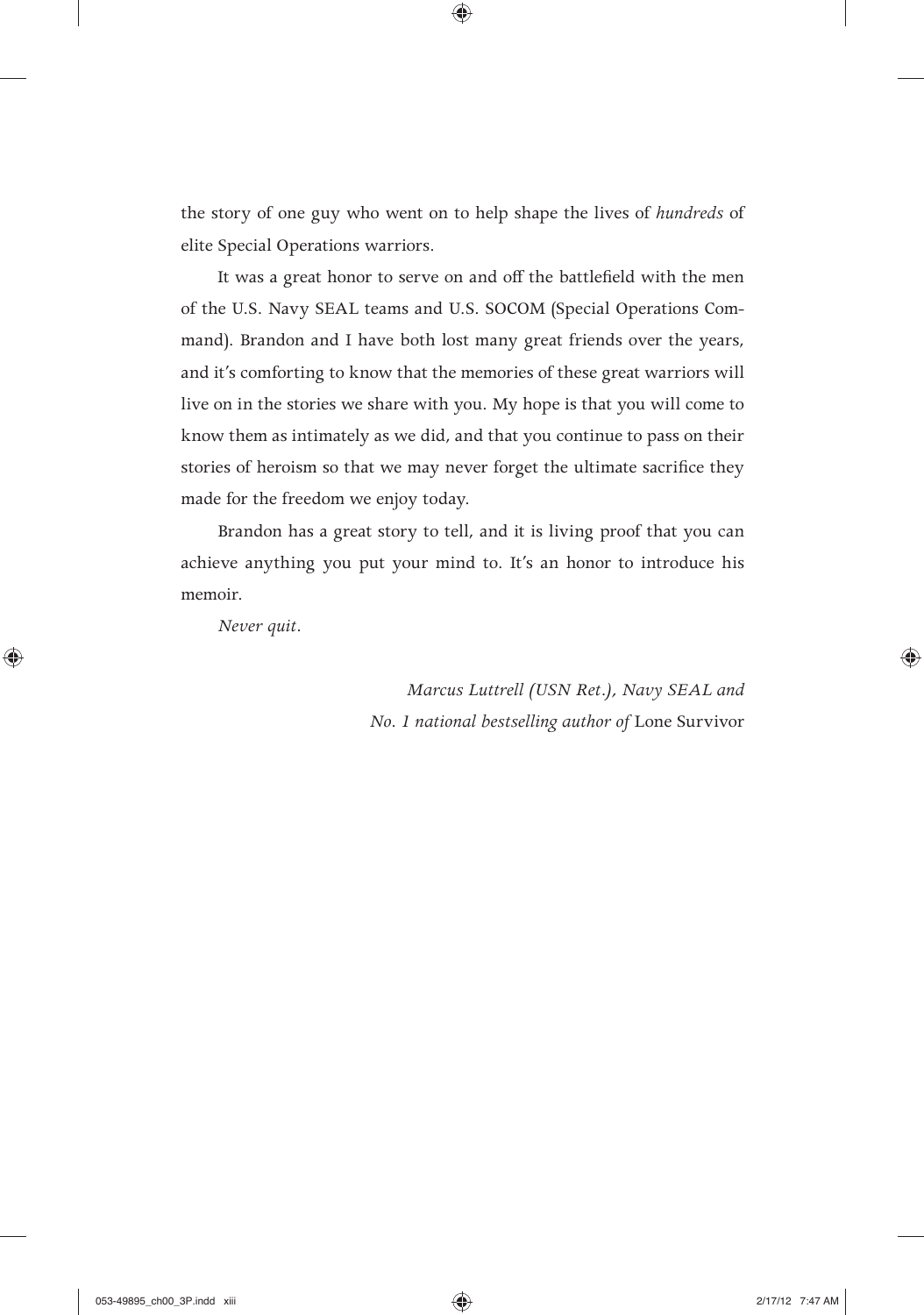the story of one guy who went on to help shape the lives of *hundreds* of elite Special Operations warriors.

It was a great honor to serve on and off the battlefield with the men of the U.S. Navy SEAL teams and U.S. SOCOM (Special Operations Command). Brandon and I have both lost many great friends over the years, and it's comforting to know that the memories of these great warriors will live on in the stories we share with you. My hope is that you will come to know them as intimately as we did, and that you continue to pass on their stories of heroism so that we may never forget the ultimate sacrifice they made for the freedom we enjoy today.

Brandon has a great story to tell, and it is living proof that you can achieve anything you put your mind to. It's an honor to introduce his memoir.

*Never quit.*

*Marcus Luttrell (USN Ret.), Navy SEAL and*
*No. 1 national bestselling author of* Lone Survivor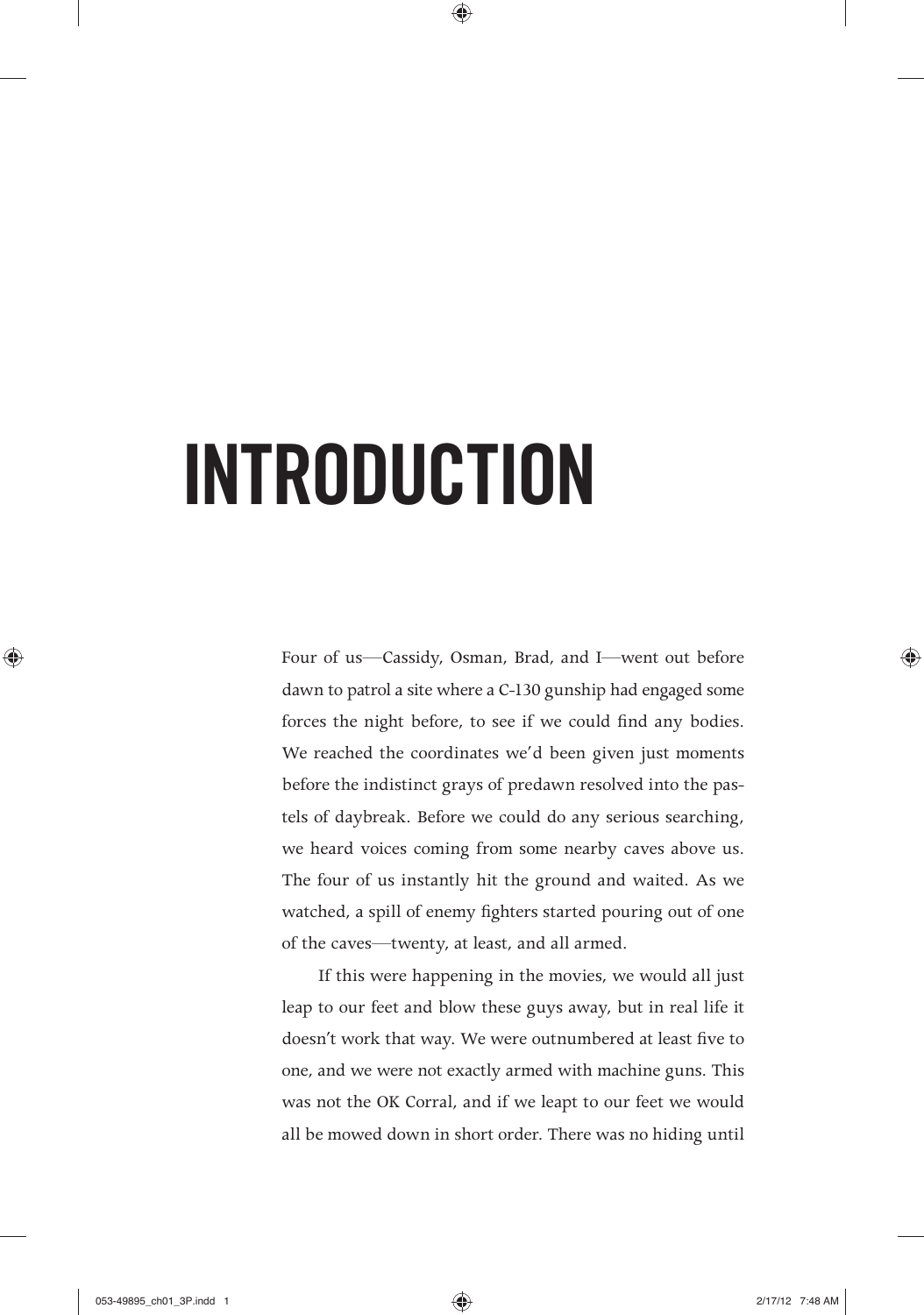# INTRODUCTION

Four of us—Cassidy, Osman, Brad, and I—went out before dawn to patrol a site where a C-130 gunship had engaged some forces the night before, to see if we could find any bodies. We reached the coordinates we'd been given just moments before the indistinct grays of predawn resolved into the pastels of daybreak. Before we could do any serious searching, we heard voices coming from some nearby caves above us. The four of us instantly hit the ground and waited. As we watched, a spill of enemy fighters started pouring out of one of the caves—twenty, at least, and all armed.

If this were happening in the movies, we would all just leap to our feet and blow these guys away, but in real life it doesn't work that way. We were outnumbered at least five to one, and we were not exactly armed with machine guns. This was not the OK Corral, and if we leapt to our feet we would all be mowed down in short order. There was no hiding until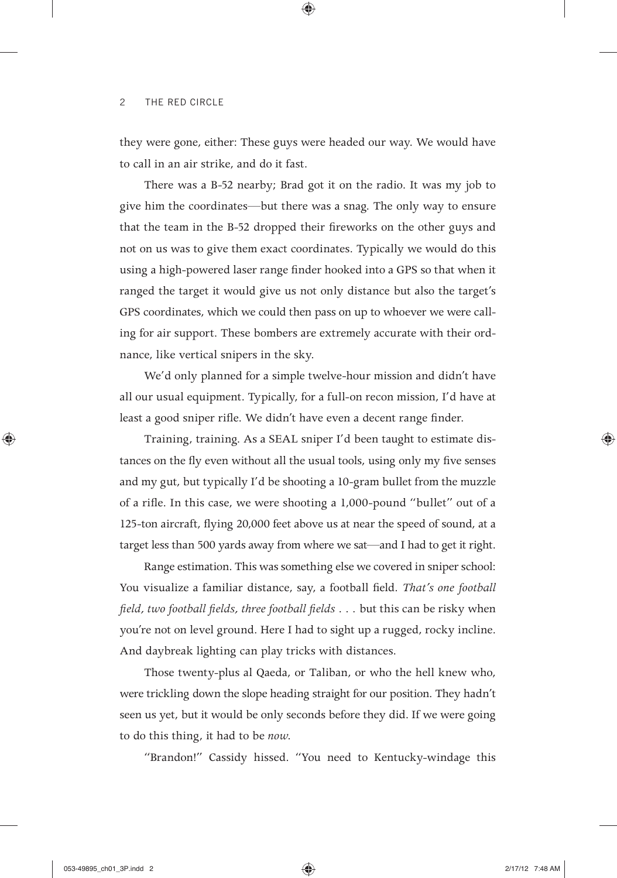they were gone, either: These guys were headed our way. We would have to call in an air strike, and do it fast.

There was a B-52 nearby; Brad got it on the radio. It was my job to give him the coordinates—but there was a snag. The only way to ensure that the team in the B-52 dropped their fireworks on the other guys and not on us was to give them exact coordinates. Typically we would do this using a high-powered laser range finder hooked into a GPS so that when it ranged the target it would give us not only distance but also the target's GPS coordinates, which we could then pass on up to whoever we were calling for air support. These bombers are extremely accurate with their ordnance, like vertical snipers in the sky.

We'd only planned for a simple twelve-hour mission and didn't have all our usual equipment. Typically, for a full-on recon mission, I'd have at least a good sniper rifle. We didn't have even a decent range finder.

Training, training. As a SEAL sniper I'd been taught to estimate distances on the fly even without all the usual tools, using only my five senses and my gut, but typically I'd be shooting a 10-gram bullet from the muzzle of a rifle. In this case, we were shooting a 1,000-pound "bullet" out of a 125-ton aircraft, flying 20,000 feet above us at near the speed of sound, at a target less than 500 yards away from where we sat—and I had to get it right.

Range estimation. This was something else we covered in sniper school: You visualize a familiar distance, say, a football field. *That's one football field, two football fields, three football fields* . . . but this can be risky when you're not on level ground. Here I had to sight up a rugged, rocky incline. And daybreak lighting can play tricks with distances.

Those twenty-plus al Qaeda, or Taliban, or who the hell knew who, were trickling down the slope heading straight for our position. They hadn't seen us yet, but it would be only seconds before they did. If we were going to do this thing, it had to be *now*.

"Brandon!" Cassidy hissed. "You need to Kentucky-windage this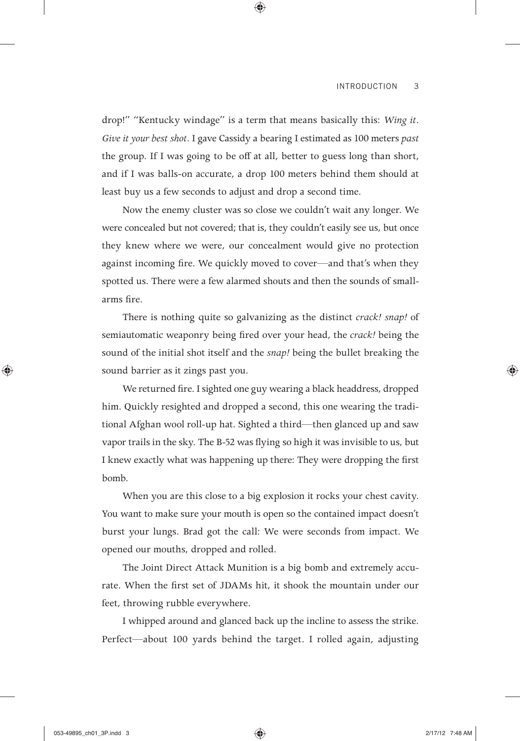drop!" "Kentucky windage" is a term that means basically this: *Wing it*. *Give it your best shot*. I gave Cassidy a bearing I estimated as 100 meters *past* the group. If I was going to be off at all, better to guess long than short, and if I was balls-on accurate, a drop 100 meters behind them should at least buy us a few seconds to adjust and drop a second time.

Now the enemy cluster was so close we couldn't wait any longer. We were concealed but not covered; that is, they couldn't easily see us, but once they knew where we were, our concealment would give no protection against incoming fire. We quickly moved to cover—and that's when they spotted us. There were a few alarmed shouts and then the sounds of small-arms fire.

There is nothing quite so galvanizing as the distinct *crack! snap!* of semiautomatic weaponry being fired over your head, the *crack!* being the sound of the initial shot itself and the *snap!* being the bullet breaking the sound barrier as it zings past you.

We returned fire. I sighted one guy wearing a black headdress, dropped him. Quickly resighted and dropped a second, this one wearing the traditional Afghan wool roll-up hat. Sighted a third—then glanced up and saw vapor trails in the sky. The B-52 was flying so high it was invisible to us, but I knew exactly what was happening up there: They were dropping the first bomb.

When you are this close to a big explosion it rocks your chest cavity. You want to make sure your mouth is open so the contained impact doesn't burst your lungs. Brad got the call: We were seconds from impact. We opened our mouths, dropped and rolled.

The Joint Direct Attack Munition is a big bomb and extremely accurate. When the first set of JDAMs hit, it shook the mountain under our feet, throwing rubble everywhere.

I whipped around and glanced back up the incline to assess the strike. Perfect—about 100 yards behind the target. I rolled again, adjusting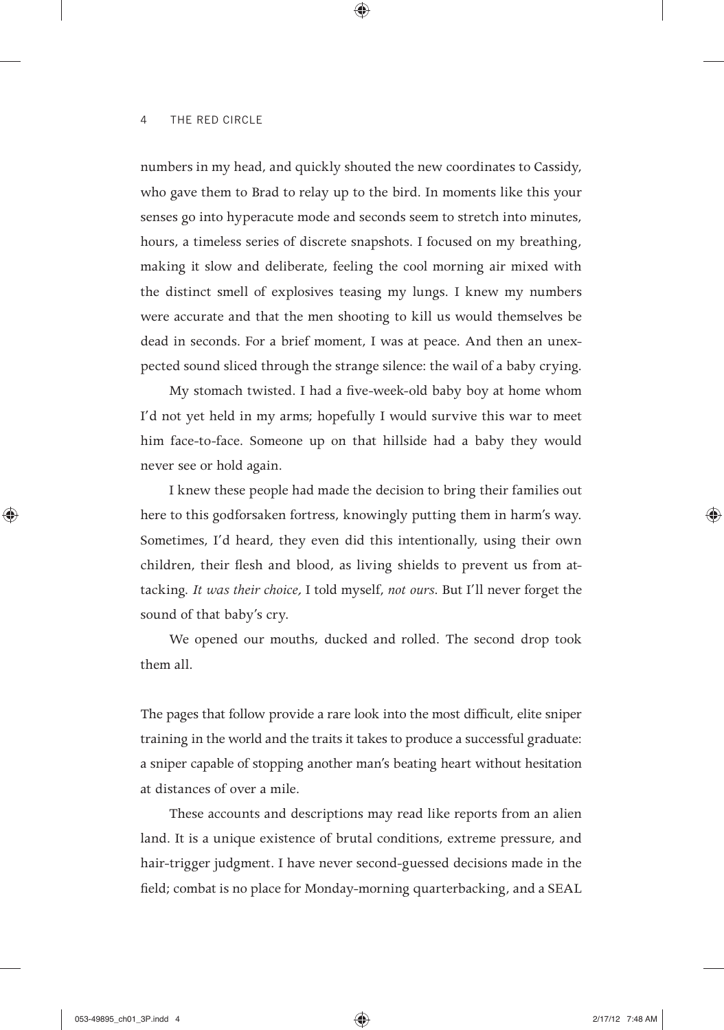numbers in my head, and quickly shouted the new coordinates to Cassidy, who gave them to Brad to relay up to the bird. In moments like this your senses go into hyperacute mode and seconds seem to stretch into minutes, hours, a timeless series of discrete snapshots. I focused on my breathing, making it slow and deliberate, feeling the cool morning air mixed with the distinct smell of explosives teasing my lungs. I knew my numbers were accurate and that the men shooting to kill us would themselves be dead in seconds. For a brief moment, I was at peace. And then an unexpected sound sliced through the strange silence: the wail of a baby crying.

My stomach twisted. I had a five-week-old baby boy at home whom I'd not yet held in my arms; hopefully I would survive this war to meet him face-to-face. Someone up on that hillside had a baby they would never see or hold again.

I knew these people had made the decision to bring their families out here to this godforsaken fortress, knowingly putting them in harm's way. Sometimes, I'd heard, they even did this intentionally, using their own children, their flesh and blood, as living shields to prevent us from attacking. *It was their choice,* I told myself, *not ours.* But I'll never forget the sound of that baby's cry.

We opened our mouths, ducked and rolled. The second drop took them all.

The pages that follow provide a rare look into the most difficult, elite sniper training in the world and the traits it takes to produce a successful graduate: a sniper capable of stopping another man's beating heart without hesitation at distances of over a mile.

These accounts and descriptions may read like reports from an alien land. It is a unique existence of brutal conditions, extreme pressure, and hair-trigger judgment. I have never second-guessed decisions made in the field; combat is no place for Monday-morning quarterbacking, and a SEAL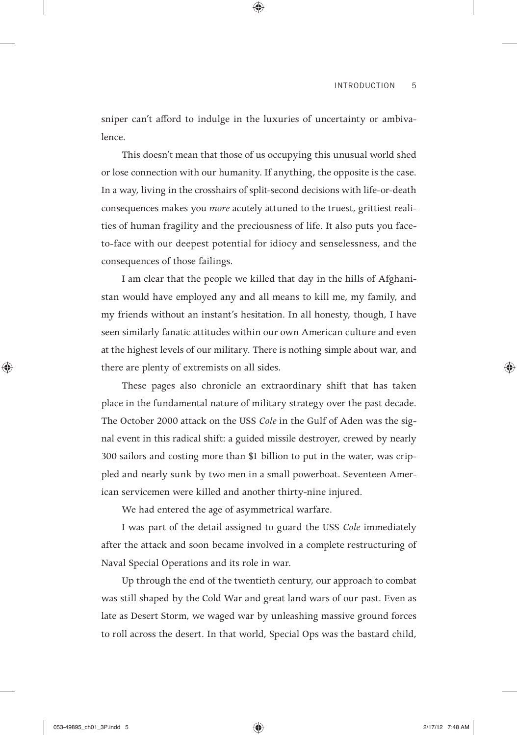sniper can't afford to indulge in the luxuries of uncertainty or ambivalence.

This doesn't mean that those of us occupying this unusual world shed or lose connection with our humanity. If anything, the opposite is the case. In a way, living in the crosshairs of split-second decisions with life-or-death consequences makes you *more* acutely attuned to the truest, grittiest realities of human fragility and the preciousness of life. It also puts you face-to-face with our deepest potential for idiocy and senselessness, and the consequences of those failings.

I am clear that the people we killed that day in the hills of Afghanistan would have employed any and all means to kill me, my family, and my friends without an instant's hesitation. In all honesty, though, I have seen similarly fanatic attitudes within our own American culture and even at the highest levels of our military. There is nothing simple about war, and there are plenty of extremists on all sides.

These pages also chronicle an extraordinary shift that has taken place in the fundamental nature of military strategy over the past decade. The October 2000 attack on the USS *Cole* in the Gulf of Aden was the signal event in this radical shift: a guided missile destroyer, crewed by nearly 300 sailors and costing more than $1 billion to put in the water, was crippled and nearly sunk by two men in a small powerboat. Seventeen American servicemen were killed and another thirty-nine injured.

We had entered the age of asymmetrical warfare.

I was part of the detail assigned to guard the USS *Cole* immediately after the attack and soon became involved in a complete restructuring of Naval Special Operations and its role in war.

Up through the end of the twentieth century, our approach to combat was still shaped by the Cold War and great land wars of our past. Even as late as Desert Storm, we waged war by unleashing massive ground forces to roll across the desert. In that world, Special Ops was the bastard child,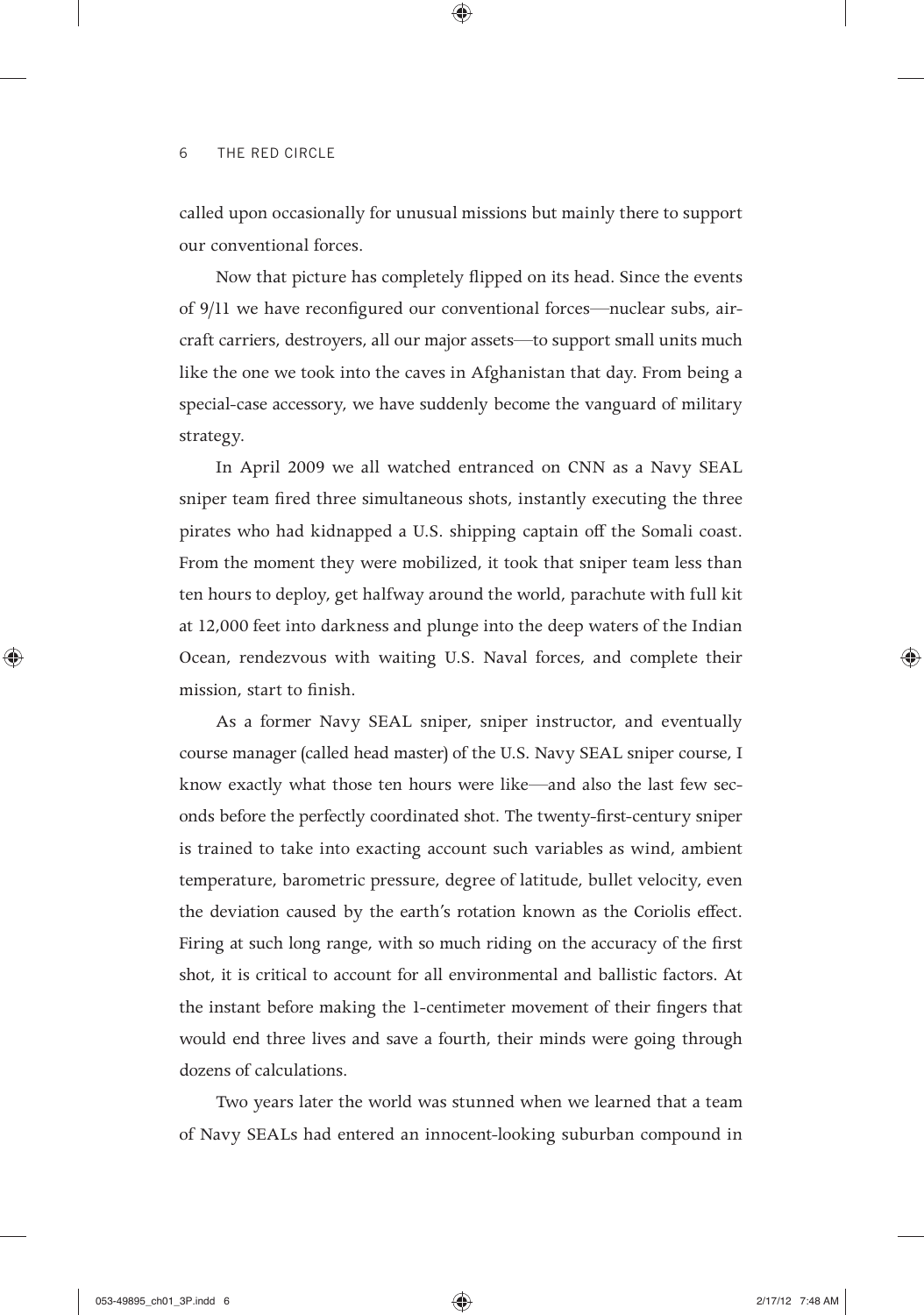called upon occasionally for unusual missions but mainly there to support our conventional forces.

Now that picture has completely flipped on its head. Since the events of 9/11 we have reconfigured our conventional forces—nuclear subs, aircraft carriers, destroyers, all our major assets—to support small units much like the one we took into the caves in Afghanistan that day. From being a special-case accessory, we have suddenly become the vanguard of military strategy.

In April 2009 we all watched entranced on CNN as a Navy SEAL sniper team fired three simultaneous shots, instantly executing the three pirates who had kidnapped a U.S. shipping captain off the Somali coast. From the moment they were mobilized, it took that sniper team less than ten hours to deploy, get halfway around the world, parachute with full kit at 12,000 feet into darkness and plunge into the deep waters of the Indian Ocean, rendezvous with waiting U.S. Naval forces, and complete their mission, start to finish.

As a former Navy SEAL sniper, sniper instructor, and eventually course manager (called head master) of the U.S. Navy SEAL sniper course, I know exactly what those ten hours were like—and also the last few seconds before the perfectly coordinated shot. The twenty-first-century sniper is trained to take into exacting account such variables as wind, ambient temperature, barometric pressure, degree of latitude, bullet velocity, even the deviation caused by the earth's rotation known as the Coriolis effect. Firing at such long range, with so much riding on the accuracy of the first shot, it is critical to account for all environmental and ballistic factors. At the instant before making the 1-centimeter movement of their fingers that would end three lives and save a fourth, their minds were going through dozens of calculations.

Two years later the world was stunned when we learned that a team of Navy SEALs had entered an innocent-looking suburban compound in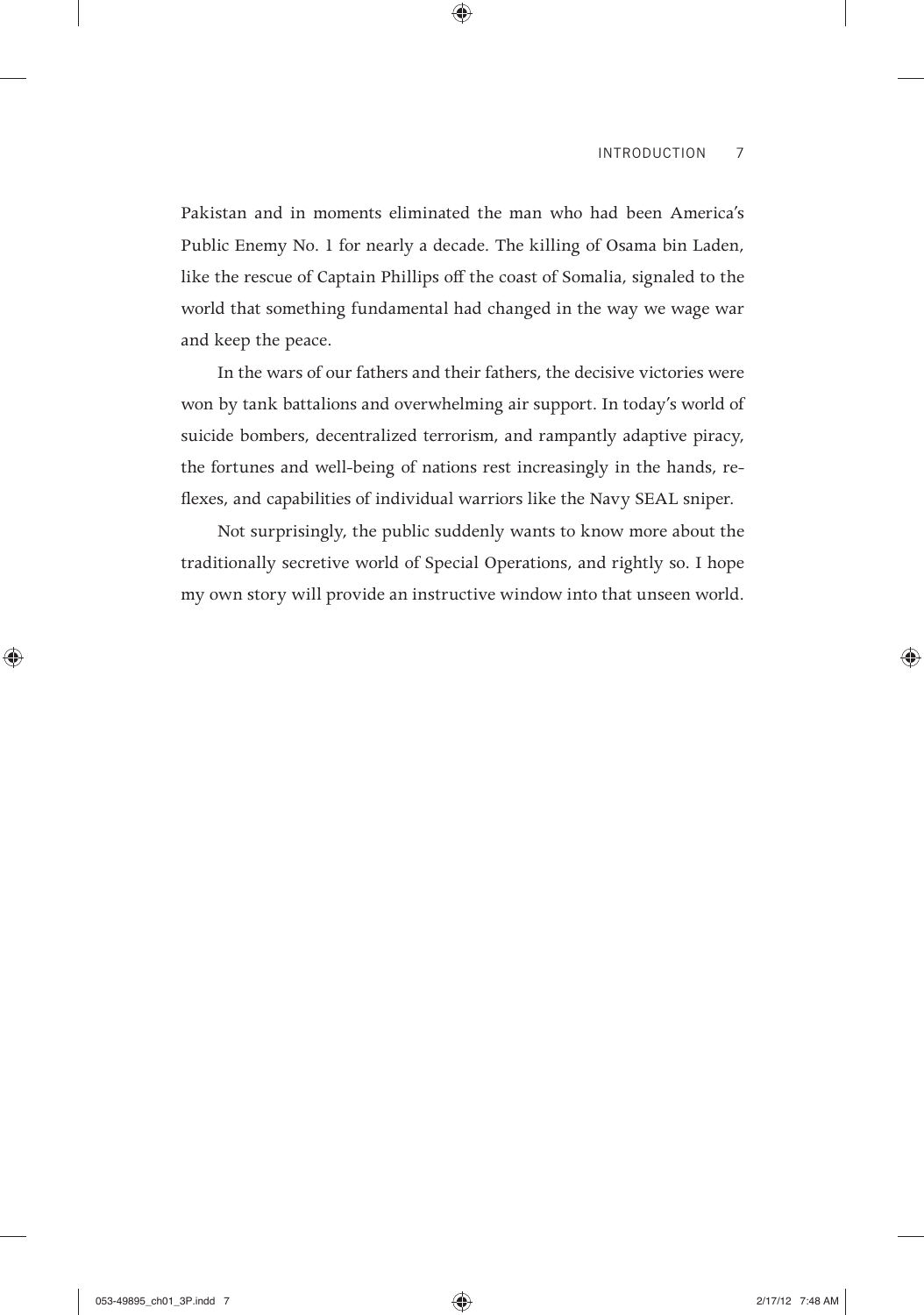Pakistan and in moments eliminated the man who had been America's Public Enemy No. 1 for nearly a decade. The killing of Osama bin Laden, like the rescue of Captain Phillips off the coast of Somalia, signaled to the world that something fundamental had changed in the way we wage war and keep the peace.

In the wars of our fathers and their fathers, the decisive victories were won by tank battalions and overwhelming air support. In today's world of suicide bombers, decentralized terrorism, and rampantly adaptive piracy, the fortunes and well-being of nations rest increasingly in the hands, reflexes, and capabilities of individual warriors like the Navy SEAL sniper.

Not surprisingly, the public suddenly wants to know more about the traditionally secretive world of Special Operations, and rightly so. I hope my own story will provide an instructive window into that unseen world.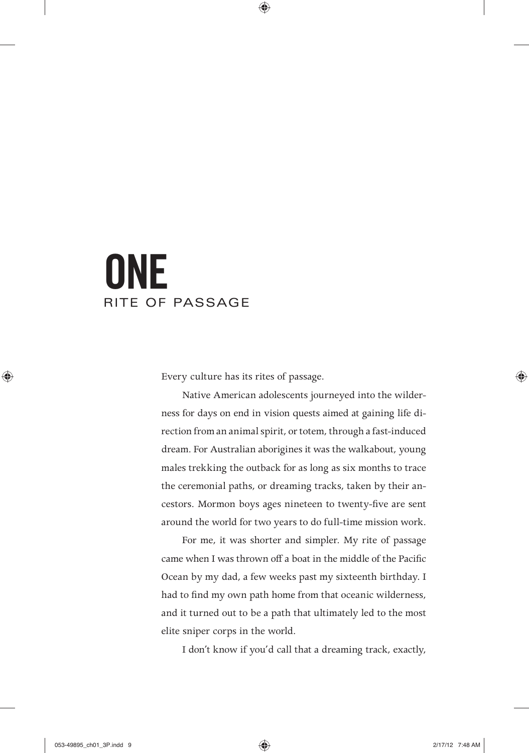# ONE
## RITE OF PASSAGE

Every culture has its rites of passage.

Native American adolescents journeyed into the wilderness for days on end in vision quests aimed at gaining life direction from an animal spirit, or totem, through a fast-induced dream. For Australian aborigines it was the walkabout, young males trekking the outback for as long as six months to trace the ceremonial paths, or dreaming tracks, taken by their ancestors. Mormon boys ages nineteen to twenty-five are sent around the world for two years to do full-time mission work.

For me, it was shorter and simpler. My rite of passage came when I was thrown off a boat in the middle of the Pacific Ocean by my dad, a few weeks past my sixteenth birthday. I had to find my own path home from that oceanic wilderness, and it turned out to be a path that ultimately led to the most elite sniper corps in the world.

I don't know if you'd call that a dreaming track, exactly,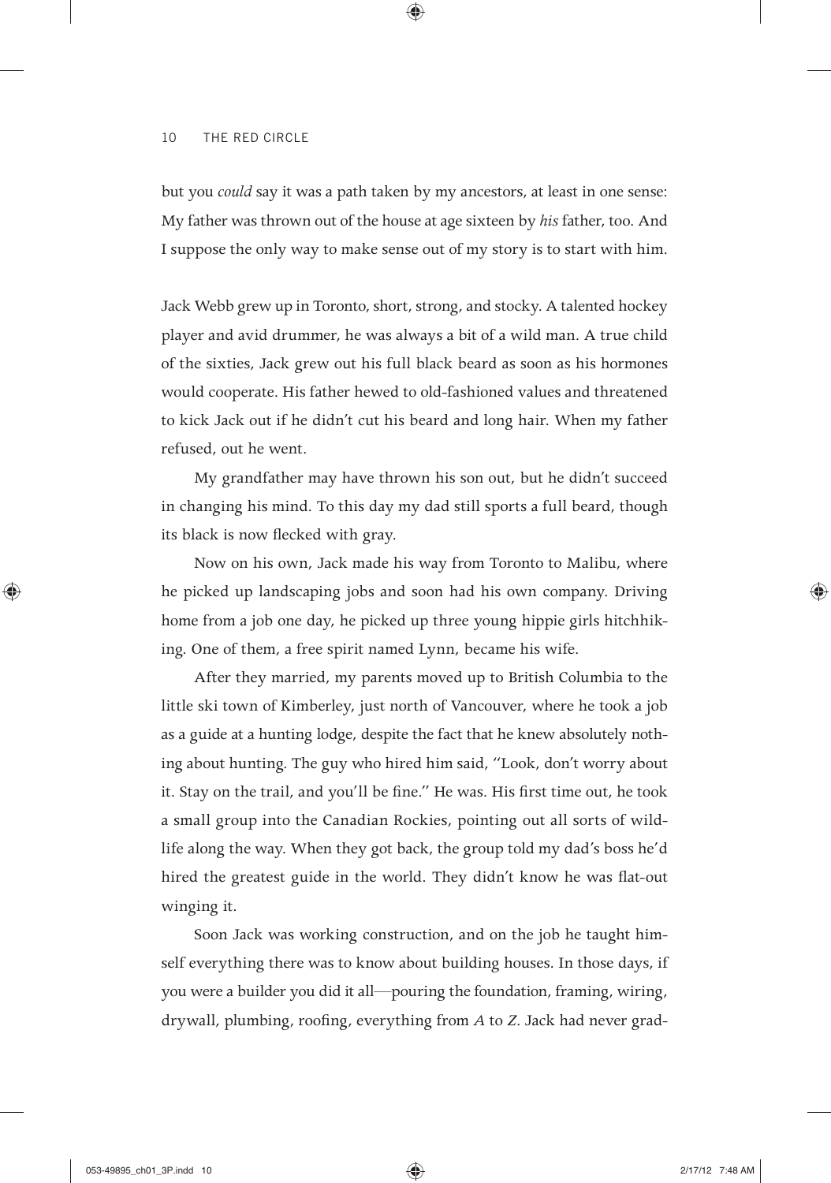but you *could* say it was a path taken by my ancestors, at least in one sense: My father was thrown out of the house at age sixteen by *his* father, too. And I suppose the only way to make sense out of my story is to start with him.

Jack Webb grew up in Toronto, short, strong, and stocky. A talented hockey player and avid drummer, he was always a bit of a wild man. A true child of the sixties, Jack grew out his full black beard as soon as his hormones would cooperate. His father hewed to old-fashioned values and threatened to kick Jack out if he didn't cut his beard and long hair. When my father refused, out he went.

My grandfather may have thrown his son out, but he didn't succeed in changing his mind. To this day my dad still sports a full beard, though its black is now flecked with gray.

Now on his own, Jack made his way from Toronto to Malibu, where he picked up landscaping jobs and soon had his own company. Driving home from a job one day, he picked up three young hippie girls hitchhiking. One of them, a free spirit named Lynn, became his wife.

After they married, my parents moved up to British Columbia to the little ski town of Kimberley, just north of Vancouver, where he took a job as a guide at a hunting lodge, despite the fact that he knew absolutely nothing about hunting. The guy who hired him said, "Look, don't worry about it. Stay on the trail, and you'll be fine." He was. His first time out, he took a small group into the Canadian Rockies, pointing out all sorts of wildlife along the way. When they got back, the group told my dad's boss he'd hired the greatest guide in the world. They didn't know he was flat-out winging it.

Soon Jack was working construction, and on the job he taught himself everything there was to know about building houses. In those days, if you were a builder you did it all—pouring the foundation, framing, wiring, drywall, plumbing, roofing, everything from *A* to *Z*. Jack had never grad-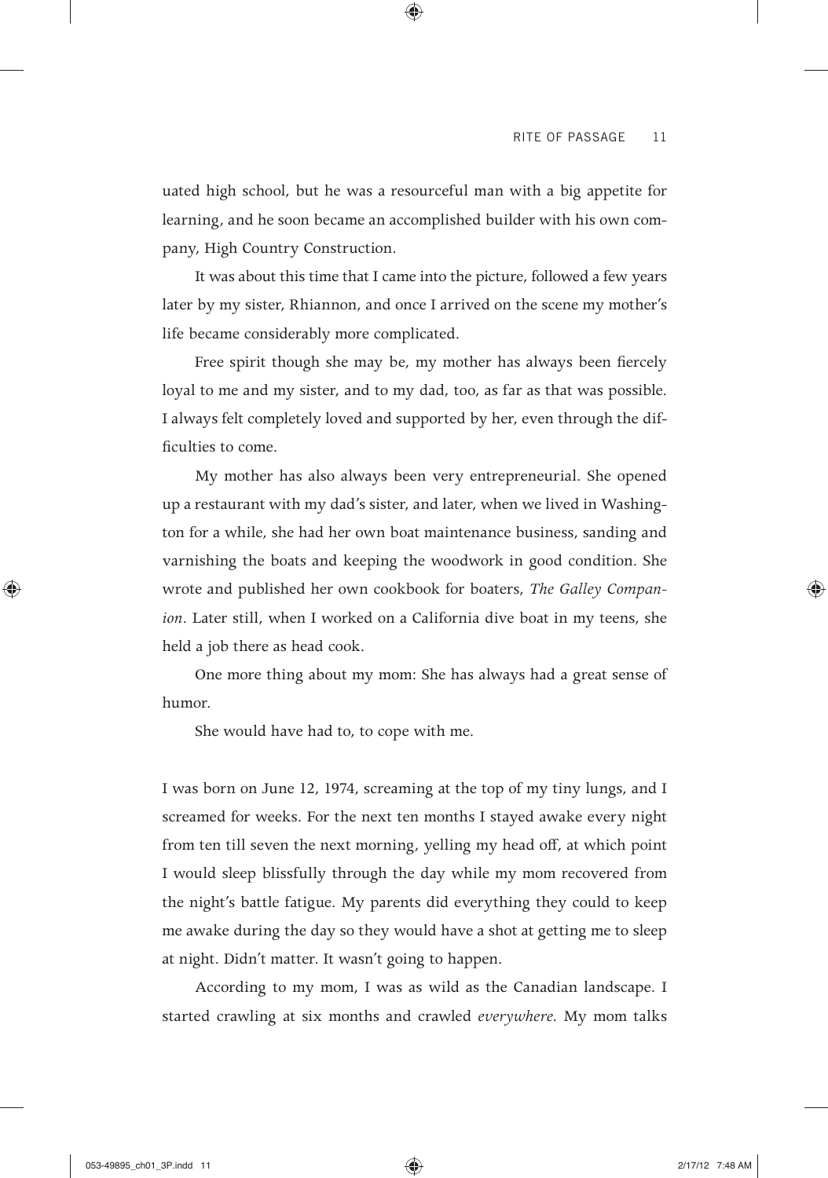uated high school, but he was a resourceful man with a big appetite for learning, and he soon became an accomplished builder with his own company, High Country Construction.

It was about this time that I came into the picture, followed a few years later by my sister, Rhiannon, and once I arrived on the scene my mother's life became considerably more complicated.

Free spirit though she may be, my mother has always been fiercely loyal to me and my sister, and to my dad, too, as far as that was possible. I always felt completely loved and supported by her, even through the difficulties to come.

My mother has also always been very entrepreneurial. She opened up a restaurant with my dad's sister, and later, when we lived in Washington for a while, she had her own boat maintenance business, sanding and varnishing the boats and keeping the woodwork in good condition. She wrote and published her own cookbook for boaters, *The Galley Companion*. Later still, when I worked on a California dive boat in my teens, she held a job there as head cook.

One more thing about my mom: She has always had a great sense of humor.

She would have had to, to cope with me.

I was born on June 12, 1974, screaming at the top of my tiny lungs, and I screamed for weeks. For the next ten months I stayed awake every night from ten till seven the next morning, yelling my head off, at which point I would sleep blissfully through the day while my mom recovered from the night's battle fatigue. My parents did everything they could to keep me awake during the day so they would have a shot at getting me to sleep at night. Didn't matter. It wasn't going to happen.

According to my mom, I was as wild as the Canadian landscape. I started crawling at six months and crawled *everywhere*. My mom talks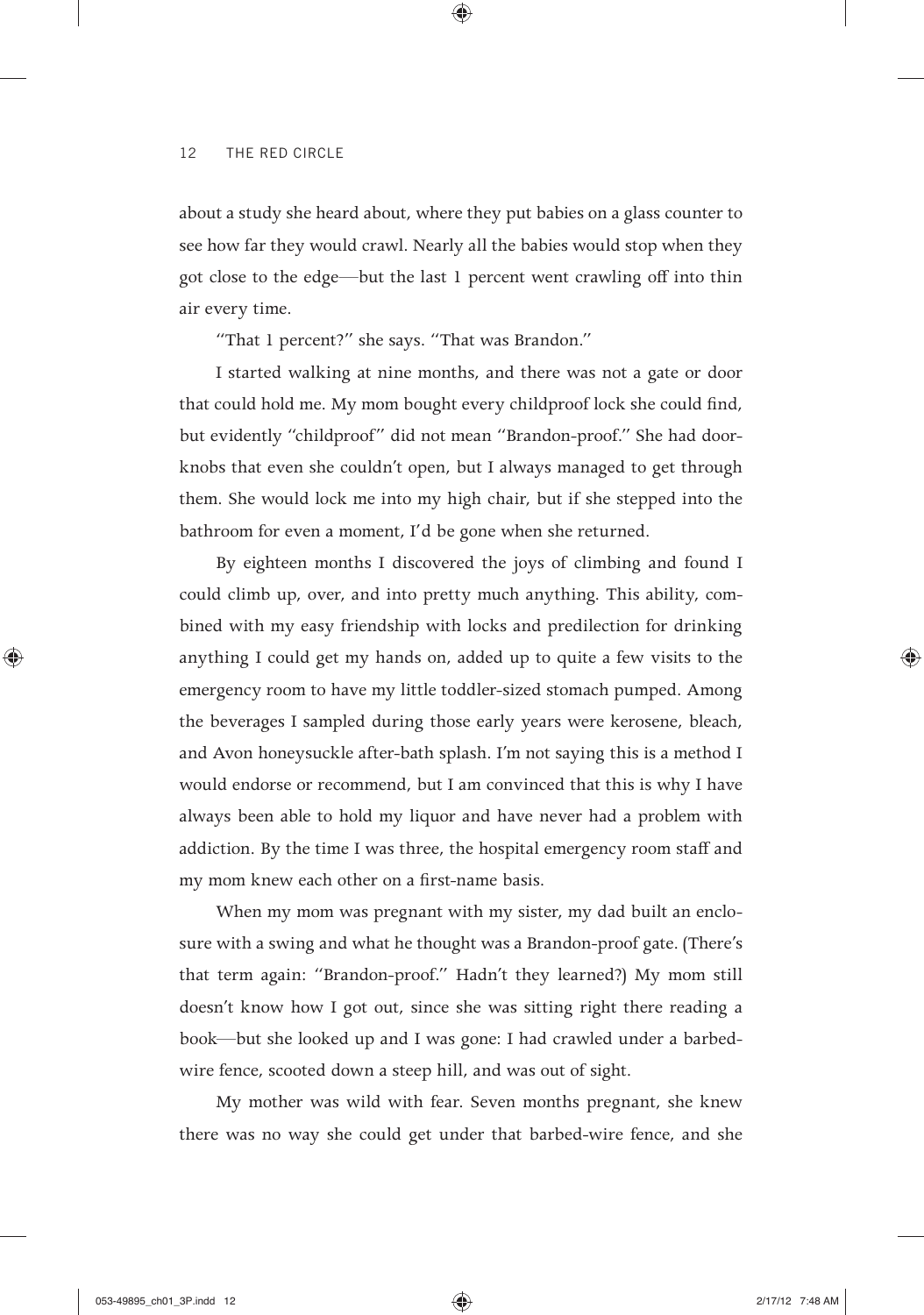about a study she heard about, where they put babies on a glass counter to see how far they would crawl. Nearly all the babies would stop when they got close to the edge—but the last 1 percent went crawling off into thin air every time.

"That 1 percent?" she says. "That was Brandon."

I started walking at nine months, and there was not a gate or door that could hold me. My mom bought every childproof lock she could find, but evidently "childproof" did not mean "Brandon-proof." She had doorknobs that even she couldn't open, but I always managed to get through them. She would lock me into my high chair, but if she stepped into the bathroom for even a moment, I'd be gone when she returned.

By eighteen months I discovered the joys of climbing and found I could climb up, over, and into pretty much anything. This ability, combined with my easy friendship with locks and predilection for drinking anything I could get my hands on, added up to quite a few visits to the emergency room to have my little toddler-sized stomach pumped. Among the beverages I sampled during those early years were kerosene, bleach, and Avon honeysuckle after-bath splash. I'm not saying this is a method I would endorse or recommend, but I am convinced that this is why I have always been able to hold my liquor and have never had a problem with addiction. By the time I was three, the hospital emergency room staff and my mom knew each other on a first-name basis.

When my mom was pregnant with my sister, my dad built an enclosure with a swing and what he thought was a Brandon-proof gate. (There's that term again: "Brandon-proof." Hadn't they learned?) My mom still doesn't know how I got out, since she was sitting right there reading a book—but she looked up and I was gone: I had crawled under a barbed-wire fence, scooted down a steep hill, and was out of sight.

My mother was wild with fear. Seven months pregnant, she knew there was no way she could get under that barbed-wire fence, and she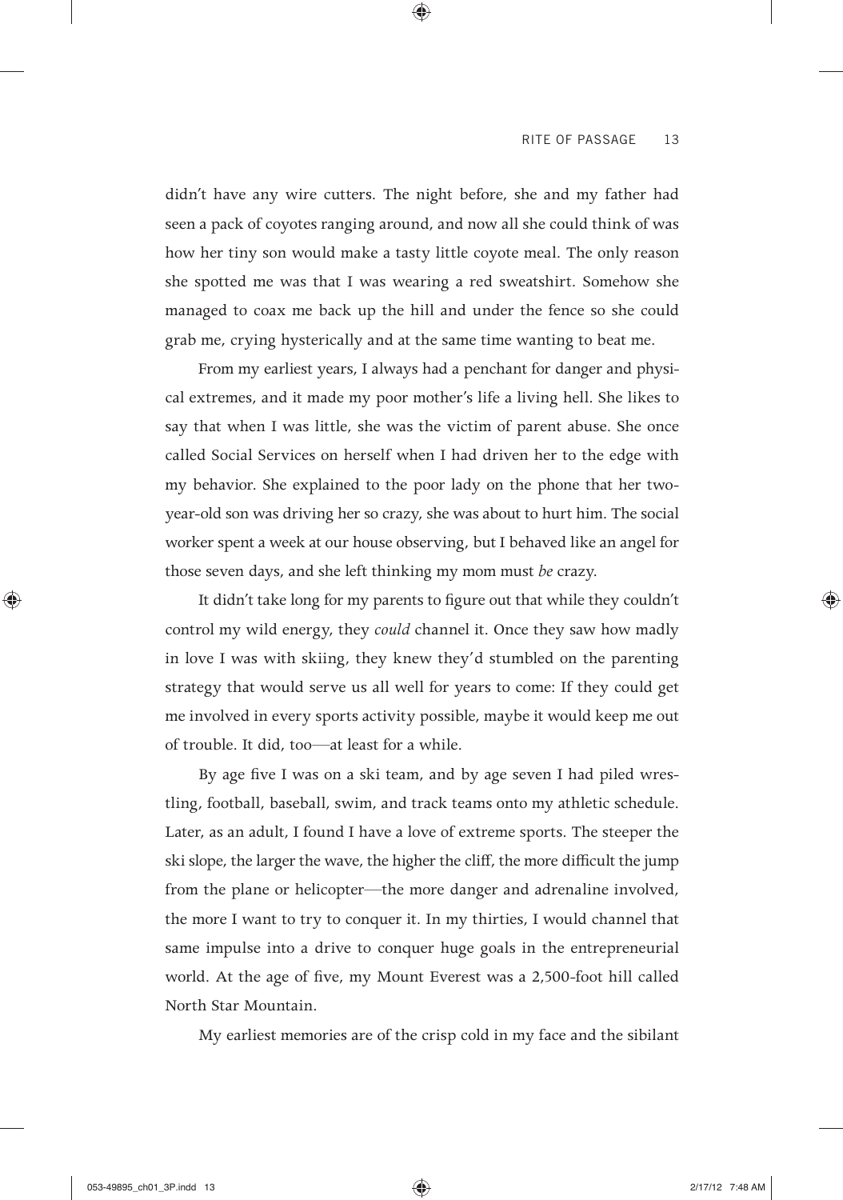didn't have any wire cutters. The night before, she and my father had seen a pack of coyotes ranging around, and now all she could think of was how her tiny son would make a tasty little coyote meal. The only reason she spotted me was that I was wearing a red sweatshirt. Somehow she managed to coax me back up the hill and under the fence so she could grab me, crying hysterically and at the same time wanting to beat me.

From my earliest years, I always had a penchant for danger and physical extremes, and it made my poor mother's life a living hell. She likes to say that when I was little, she was the victim of parent abuse. She once called Social Services on herself when I had driven her to the edge with my behavior. She explained to the poor lady on the phone that her two-year-old son was driving her so crazy, she was about to hurt him. The social worker spent a week at our house observing, but I behaved like an angel for those seven days, and she left thinking my mom must *be* crazy.

It didn't take long for my parents to figure out that while they couldn't control my wild energy, they *could* channel it. Once they saw how madly in love I was with skiing, they knew they'd stumbled on the parenting strategy that would serve us all well for years to come: If they could get me involved in every sports activity possible, maybe it would keep me out of trouble. It did, too—at least for a while.

By age five I was on a ski team, and by age seven I had piled wrestling, football, baseball, swim, and track teams onto my athletic schedule. Later, as an adult, I found I have a love of extreme sports. The steeper the ski slope, the larger the wave, the higher the cliff, the more difficult the jump from the plane or helicopter—the more danger and adrenaline involved, the more I want to try to conquer it. In my thirties, I would channel that same impulse into a drive to conquer huge goals in the entrepreneurial world. At the age of five, my Mount Everest was a 2,500-foot hill called North Star Mountain.

My earliest memories are of the crisp cold in my face and the sibilant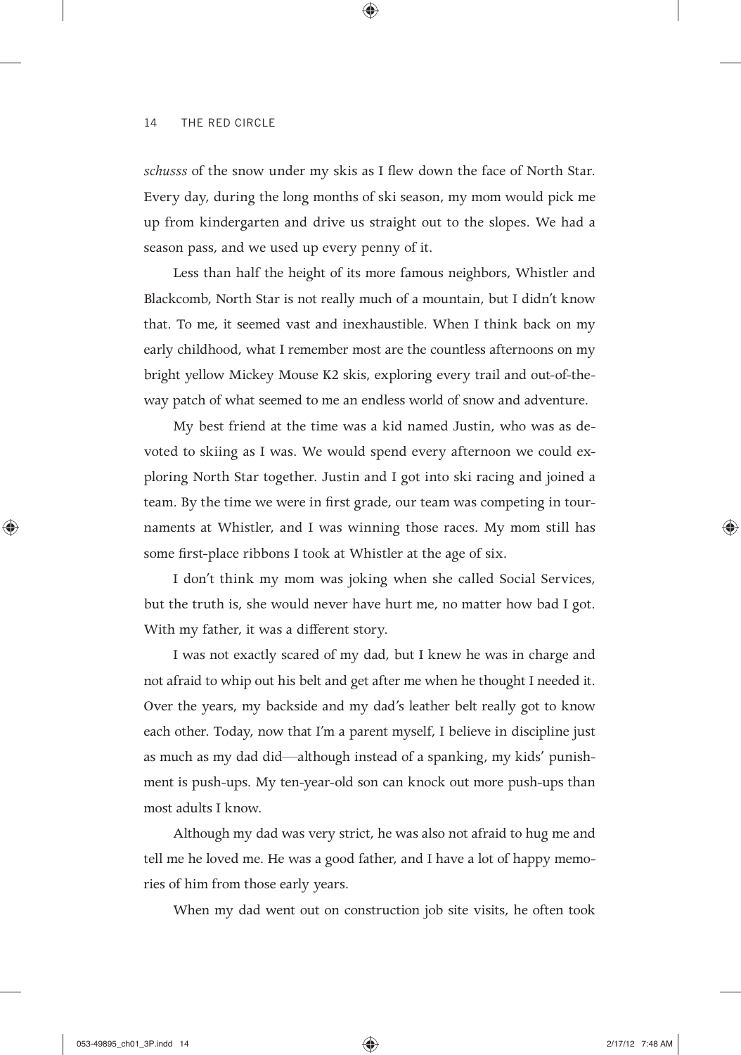*schusss* of the snow under my skis as I flew down the face of North Star. Every day, during the long months of ski season, my mom would pick me up from kindergarten and drive us straight out to the slopes. We had a season pass, and we used up every penny of it.

Less than half the height of its more famous neighbors, Whistler and Blackcomb, North Star is not really much of a mountain, but I didn't know that. To me, it seemed vast and inexhaustible. When I think back on my early childhood, what I remember most are the countless afternoons on my bright yellow Mickey Mouse K2 skis, exploring every trail and out-of-the-way patch of what seemed to me an endless world of snow and adventure.

My best friend at the time was a kid named Justin, who was as devoted to skiing as I was. We would spend every afternoon we could exploring North Star together. Justin and I got into ski racing and joined a team. By the time we were in first grade, our team was competing in tournaments at Whistler, and I was winning those races. My mom still has some first-place ribbons I took at Whistler at the age of six.

I don't think my mom was joking when she called Social Services, but the truth is, she would never have hurt me, no matter how bad I got. With my father, it was a different story.

I was not exactly scared of my dad, but I knew he was in charge and not afraid to whip out his belt and get after me when he thought I needed it. Over the years, my backside and my dad's leather belt really got to know each other. Today, now that I'm a parent myself, I believe in discipline just as much as my dad did—although instead of a spanking, my kids' punishment is push-ups. My ten-year-old son can knock out more push-ups than most adults I know.

Although my dad was very strict, he was also not afraid to hug me and tell me he loved me. He was a good father, and I have a lot of happy memories of him from those early years.

When my dad went out on construction job site visits, he often took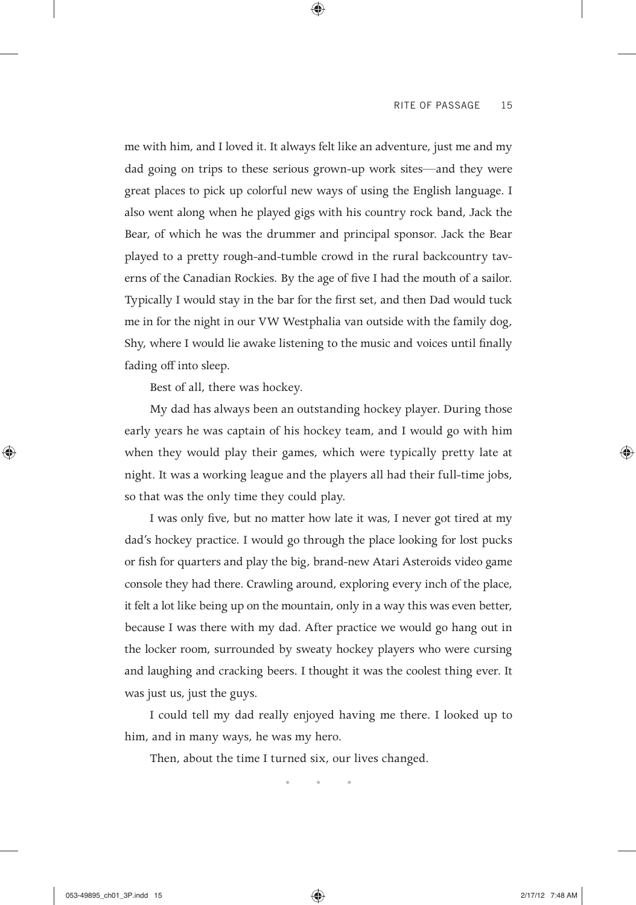me with him, and I loved it. It always felt like an adventure, just me and my dad going on trips to these serious grown-up work sites—and they were great places to pick up colorful new ways of using the English language. I also went along when he played gigs with his country rock band, Jack the Bear, of which he was the drummer and principal sponsor. Jack the Bear played to a pretty rough-and-tumble crowd in the rural backcountry taverns of the Canadian Rockies. By the age of five I had the mouth of a sailor. Typically I would stay in the bar for the first set, and then Dad would tuck me in for the night in our VW Westphalia van outside with the family dog, Shy, where I would lie awake listening to the music and voices until finally fading off into sleep.

Best of all, there was hockey.

My dad has always been an outstanding hockey player. During those early years he was captain of his hockey team, and I would go with him when they would play their games, which were typically pretty late at night. It was a working league and the players all had their full-time jobs, so that was the only time they could play.

I was only five, but no matter how late it was, I never got tired at my dad's hockey practice. I would go through the place looking for lost pucks or fish for quarters and play the big, brand-new Atari Asteroids video game console they had there. Crawling around, exploring every inch of the place, it felt a lot like being up on the mountain, only in a way this was even better, because I was there with my dad. After practice we would go hang out in the locker room, surrounded by sweaty hockey players who were cursing and laughing and cracking beers. I thought it was the coolest thing ever. It was just us, just the guys.

I could tell my dad really enjoyed having me there. I looked up to him, and in many ways, he was my hero.

Then, about the time I turned six, our lives changed.

• • •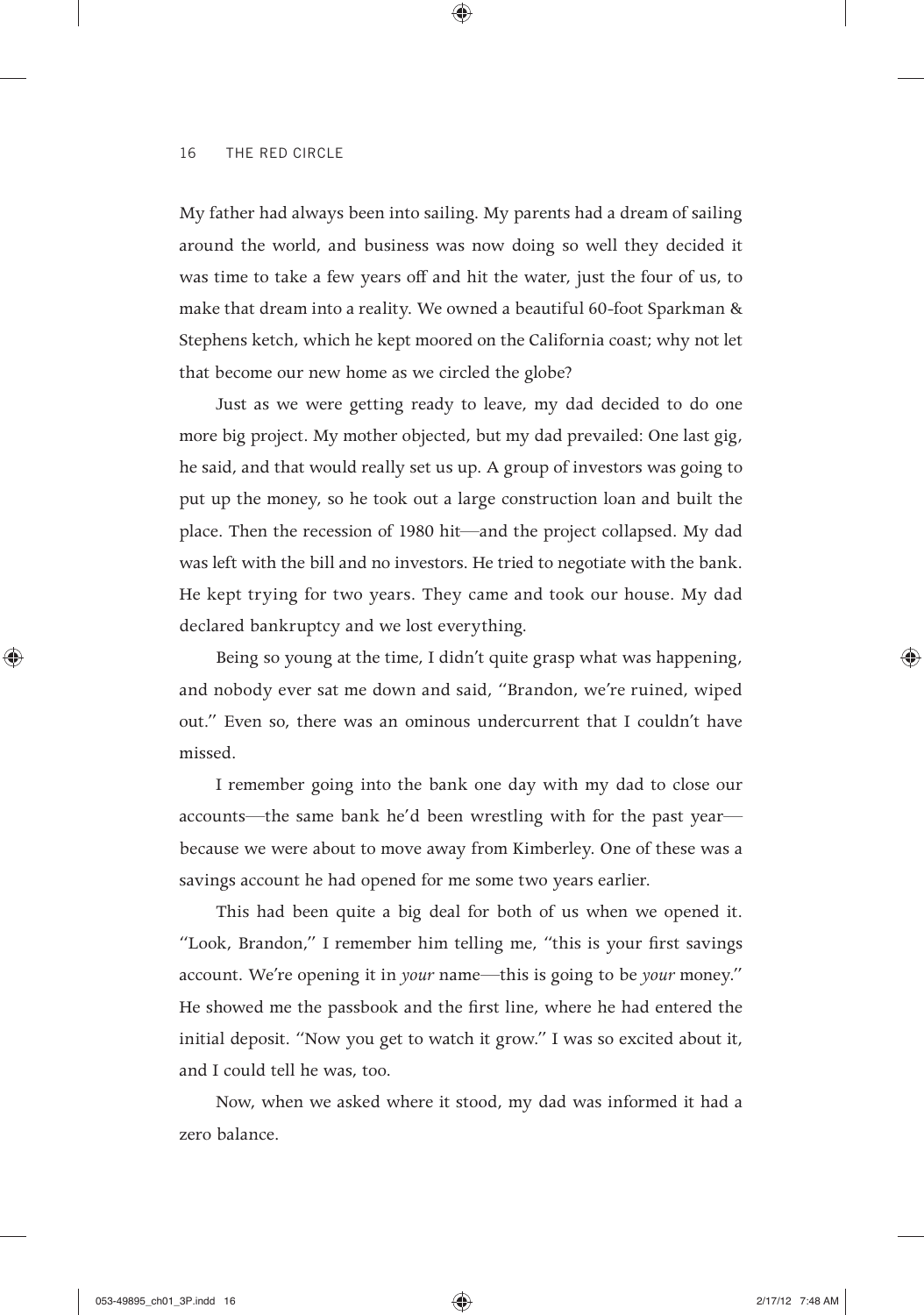My father had always been into sailing. My parents had a dream of sailing around the world, and business was now doing so well they decided it was time to take a few years off and hit the water, just the four of us, to make that dream into a reality. We owned a beautiful 60-foot Sparkman & Stephens ketch, which he kept moored on the California coast; why not let that become our new home as we circled the globe?

Just as we were getting ready to leave, my dad decided to do one more big project. My mother objected, but my dad prevailed: One last gig, he said, and that would really set us up. A group of investors was going to put up the money, so he took out a large construction loan and built the place. Then the recession of 1980 hit—and the project collapsed. My dad was left with the bill and no investors. He tried to negotiate with the bank. He kept trying for two years. They came and took our house. My dad declared bankruptcy and we lost everything.

Being so young at the time, I didn't quite grasp what was happening, and nobody ever sat me down and said, "Brandon, we're ruined, wiped out." Even so, there was an ominous undercurrent that I couldn't have missed.

I remember going into the bank one day with my dad to close our accounts—the same bank he'd been wrestling with for the past year—because we were about to move away from Kimberley. One of these was a savings account he had opened for me some two years earlier.

This had been quite a big deal for both of us when we opened it. "Look, Brandon," I remember him telling me, "this is your first savings account. We're opening it in *your* name—this is going to be *your* money." He showed me the passbook and the first line, where he had entered the initial deposit. "Now you get to watch it grow." I was so excited about it, and I could tell he was, too.

Now, when we asked where it stood, my dad was informed it had a zero balance.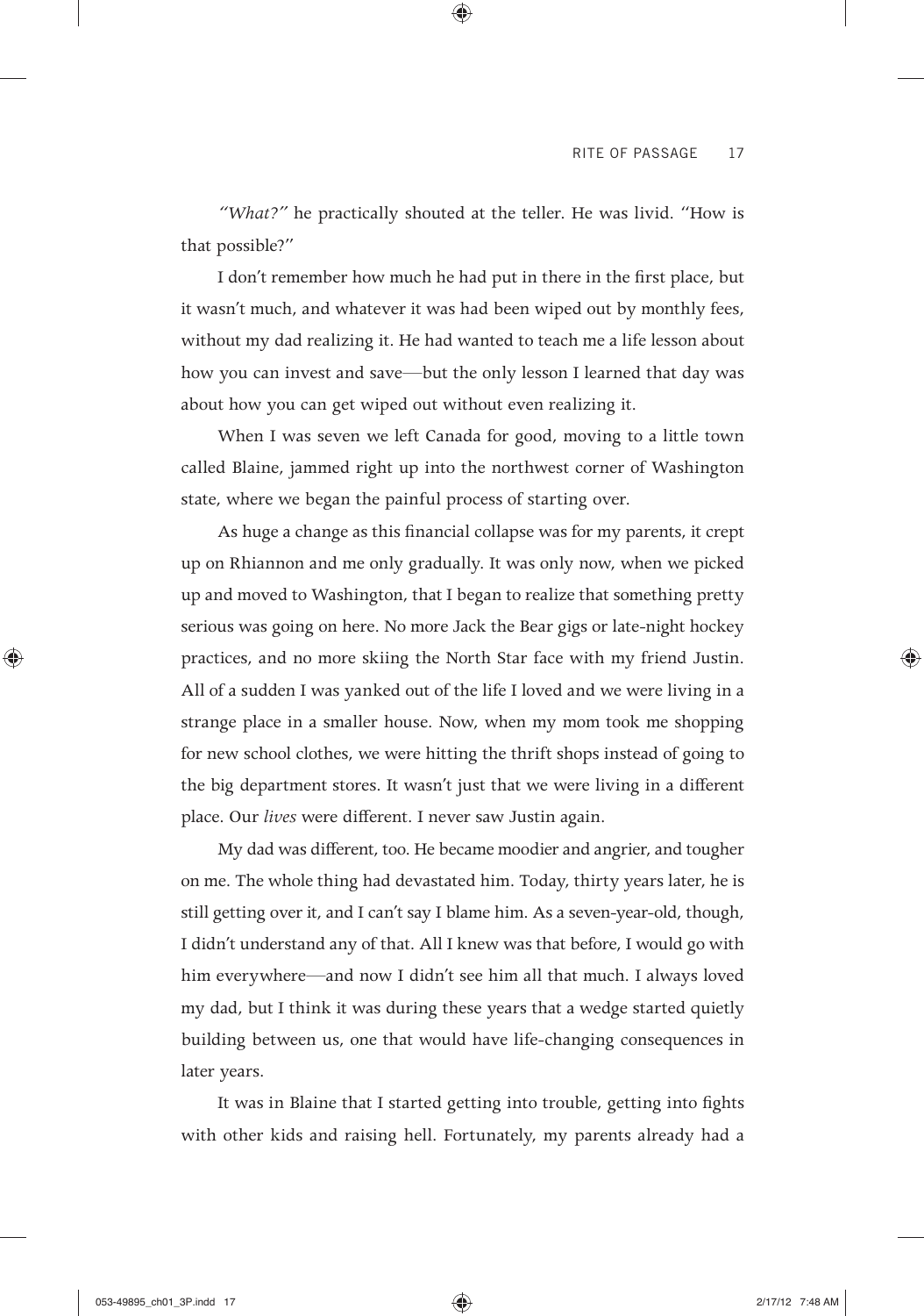*"What?"* he practically shouted at the teller. He was livid. "How is that possible?"

I don't remember how much he had put in there in the first place, but it wasn't much, and whatever it was had been wiped out by monthly fees, without my dad realizing it. He had wanted to teach me a life lesson about how you can invest and save—but the only lesson I learned that day was about how you can get wiped out without even realizing it.

When I was seven we left Canada for good, moving to a little town called Blaine, jammed right up into the northwest corner of Washington state, where we began the painful process of starting over.

As huge a change as this financial collapse was for my parents, it crept up on Rhiannon and me only gradually. It was only now, when we picked up and moved to Washington, that I began to realize that something pretty serious was going on here. No more Jack the Bear gigs or late-night hockey practices, and no more skiing the North Star face with my friend Justin. All of a sudden I was yanked out of the life I loved and we were living in a strange place in a smaller house. Now, when my mom took me shopping for new school clothes, we were hitting the thrift shops instead of going to the big department stores. It wasn't just that we were living in a different place. Our *lives* were different. I never saw Justin again.

My dad was different, too. He became moodier and angrier, and tougher on me. The whole thing had devastated him. Today, thirty years later, he is still getting over it, and I can't say I blame him. As a seven-year-old, though, I didn't understand any of that. All I knew was that before, I would go with him everywhere—and now I didn't see him all that much. I always loved my dad, but I think it was during these years that a wedge started quietly building between us, one that would have life-changing consequences in later years.

It was in Blaine that I started getting into trouble, getting into fights with other kids and raising hell. Fortunately, my parents already had a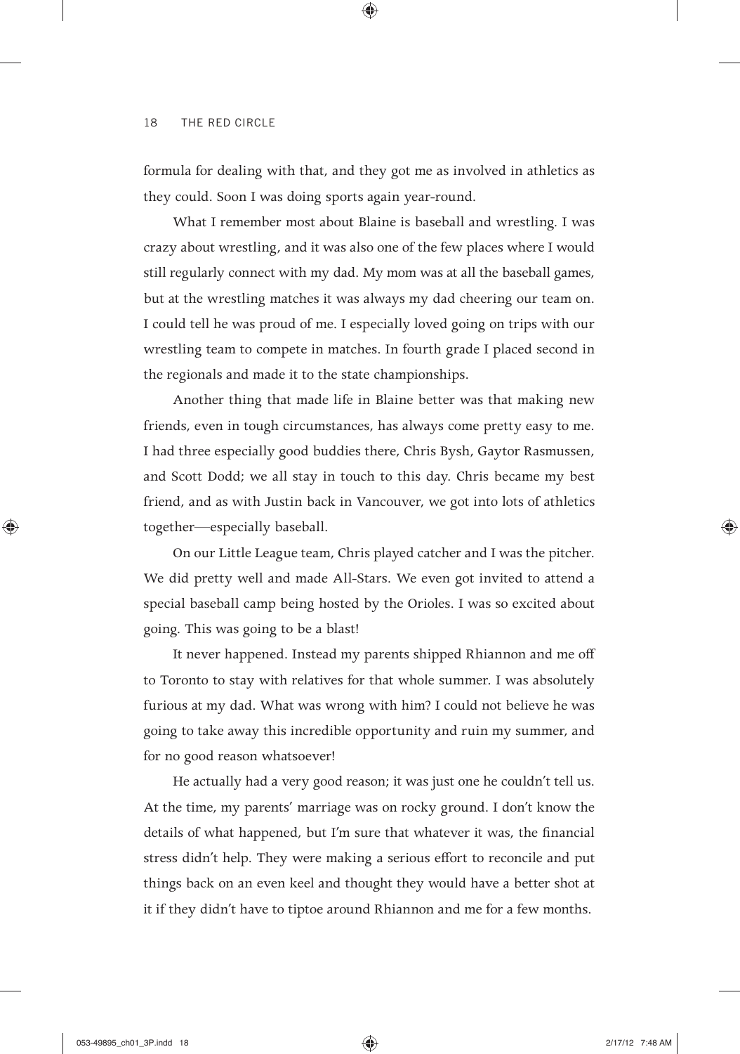formula for dealing with that, and they got me as involved in athletics as they could. Soon I was doing sports again year-round.

What I remember most about Blaine is baseball and wrestling. I was crazy about wrestling, and it was also one of the few places where I would still regularly connect with my dad. My mom was at all the baseball games, but at the wrestling matches it was always my dad cheering our team on. I could tell he was proud of me. I especially loved going on trips with our wrestling team to compete in matches. In fourth grade I placed second in the regionals and made it to the state championships.

Another thing that made life in Blaine better was that making new friends, even in tough circumstances, has always come pretty easy to me. I had three especially good buddies there, Chris Bysh, Gaytor Rasmussen, and Scott Dodd; we all stay in touch to this day. Chris became my best friend, and as with Justin back in Vancouver, we got into lots of athletics together—especially baseball.

On our Little League team, Chris played catcher and I was the pitcher. We did pretty well and made All-Stars. We even got invited to attend a special baseball camp being hosted by the Orioles. I was so excited about going. This was going to be a blast!

It never happened. Instead my parents shipped Rhiannon and me off to Toronto to stay with relatives for that whole summer. I was absolutely furious at my dad. What was wrong with him? I could not believe he was going to take away this incredible opportunity and ruin my summer, and for no good reason whatsoever!

He actually had a very good reason; it was just one he couldn't tell us. At the time, my parents' marriage was on rocky ground. I don't know the details of what happened, but I'm sure that whatever it was, the financial stress didn't help. They were making a serious effort to reconcile and put things back on an even keel and thought they would have a better shot at it if they didn't have to tiptoe around Rhiannon and me for a few months.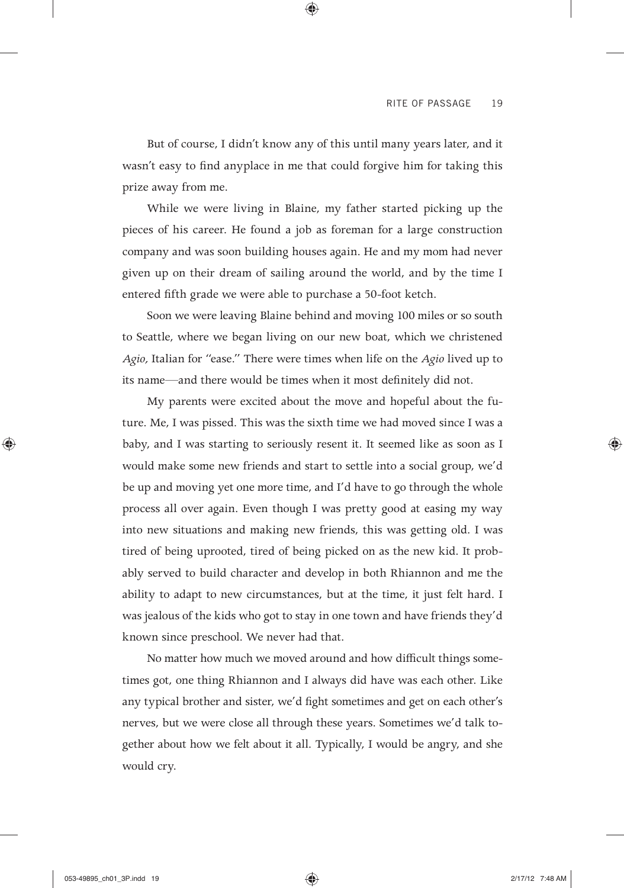But of course, I didn't know any of this until many years later, and it wasn't easy to find anyplace in me that could forgive him for taking this prize away from me.

While we were living in Blaine, my father started picking up the pieces of his career. He found a job as foreman for a large construction company and was soon building houses again. He and my mom had never given up on their dream of sailing around the world, and by the time I entered fifth grade we were able to purchase a 50-foot ketch.

Soon we were leaving Blaine behind and moving 100 miles or so south to Seattle, where we began living on our new boat, which we christened *Agio,* Italian for "ease." There were times when life on the *Agio* lived up to its name—and there would be times when it most definitely did not.

My parents were excited about the move and hopeful about the future. Me, I was pissed. This was the sixth time we had moved since I was a baby, and I was starting to seriously resent it. It seemed like as soon as I would make some new friends and start to settle into a social group, we'd be up and moving yet one more time, and I'd have to go through the whole process all over again. Even though I was pretty good at easing my way into new situations and making new friends, this was getting old. I was tired of being uprooted, tired of being picked on as the new kid. It probably served to build character and develop in both Rhiannon and me the ability to adapt to new circumstances, but at the time, it just felt hard. I was jealous of the kids who got to stay in one town and have friends they'd known since preschool. We never had that.

No matter how much we moved around and how difficult things sometimes got, one thing Rhiannon and I always did have was each other. Like any typical brother and sister, we'd fight sometimes and get on each other's nerves, but we were close all through these years. Sometimes we'd talk together about how we felt about it all. Typically, I would be angry, and she would cry.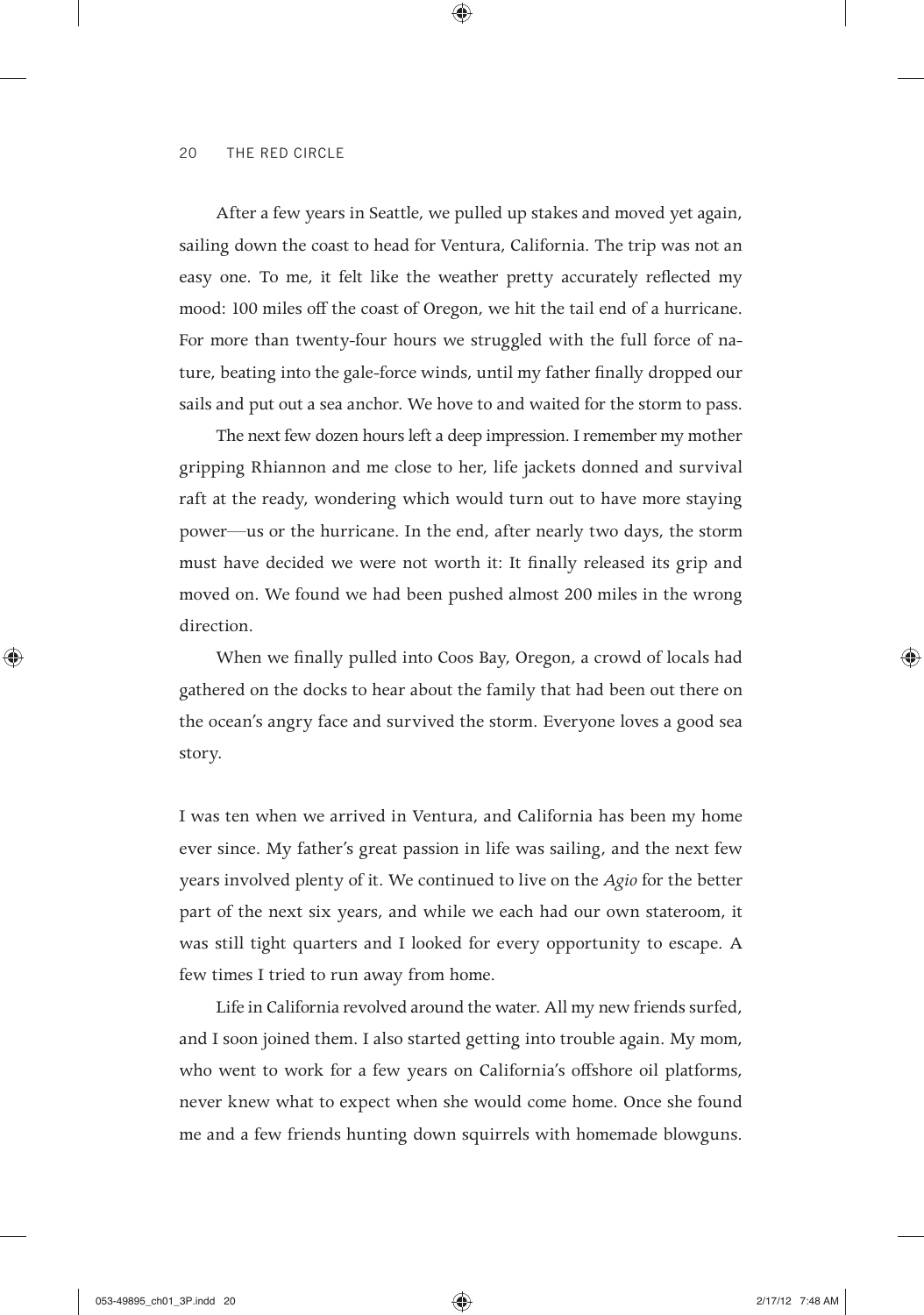After a few years in Seattle, we pulled up stakes and moved yet again, sailing down the coast to head for Ventura, California. The trip was not an easy one. To me, it felt like the weather pretty accurately reflected my mood: 100 miles off the coast of Oregon, we hit the tail end of a hurricane. For more than twenty-four hours we struggled with the full force of nature, beating into the gale-force winds, until my father finally dropped our sails and put out a sea anchor. We hove to and waited for the storm to pass.

The next few dozen hours left a deep impression. I remember my mother gripping Rhiannon and me close to her, life jackets donned and survival raft at the ready, wondering which would turn out to have more staying power—us or the hurricane. In the end, after nearly two days, the storm must have decided we were not worth it: It finally released its grip and moved on. We found we had been pushed almost 200 miles in the wrong direction.

When we finally pulled into Coos Bay, Oregon, a crowd of locals had gathered on the docks to hear about the family that had been out there on the ocean's angry face and survived the storm. Everyone loves a good sea story.

I was ten when we arrived in Ventura, and California has been my home ever since. My father's great passion in life was sailing, and the next few years involved plenty of it. We continued to live on the *Agio* for the better part of the next six years, and while we each had our own stateroom, it was still tight quarters and I looked for every opportunity to escape. A few times I tried to run away from home.

Life in California revolved around the water. All my new friends surfed, and I soon joined them. I also started getting into trouble again. My mom, who went to work for a few years on California's offshore oil platforms, never knew what to expect when she would come home. Once she found me and a few friends hunting down squirrels with homemade blowguns.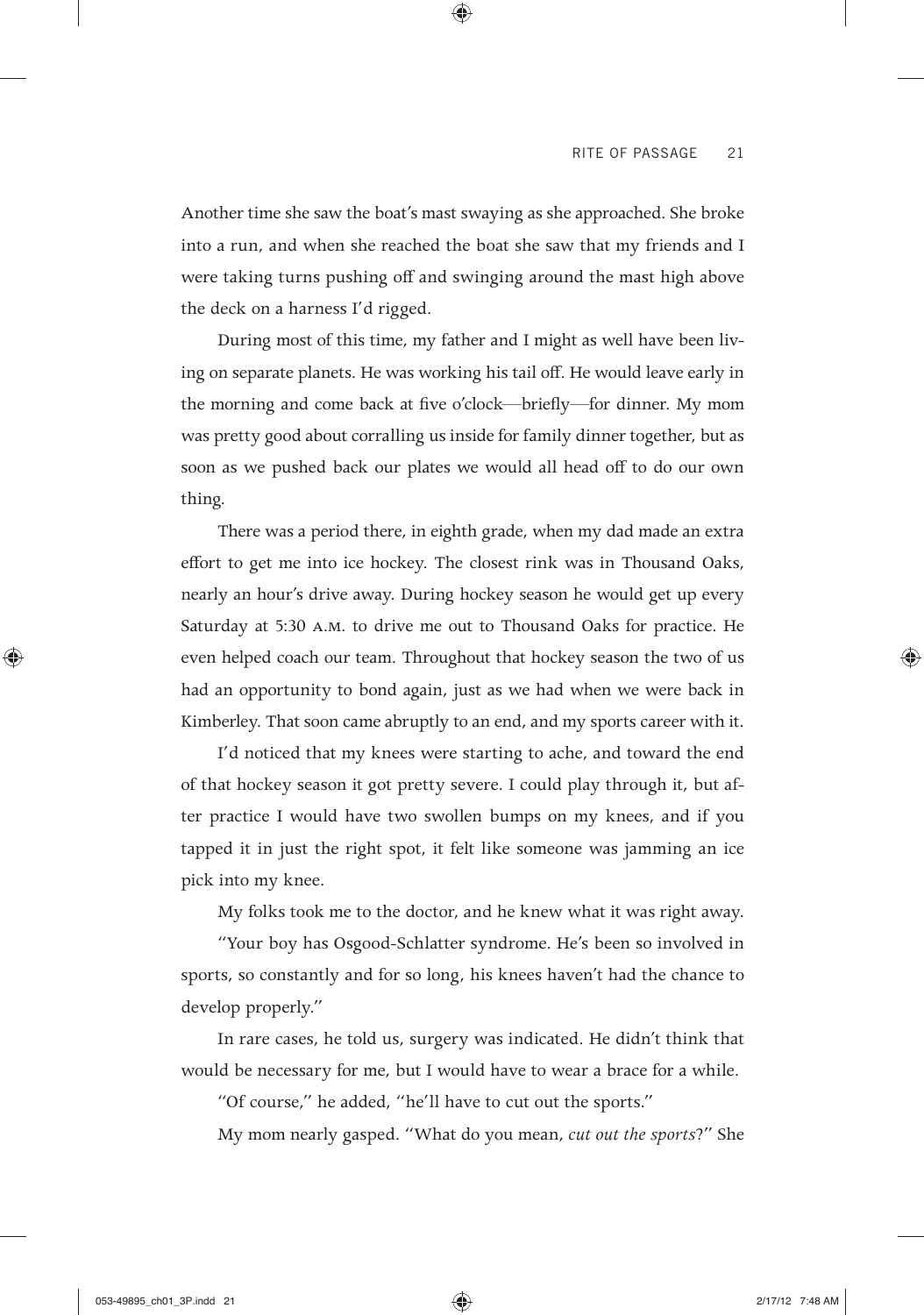Another time she saw the boat's mast swaying as she approached. She broke into a run, and when she reached the boat she saw that my friends and I were taking turns pushing off and swinging around the mast high above the deck on a harness I'd rigged.

During most of this time, my father and I might as well have been living on separate planets. He was working his tail off. He would leave early in the morning and come back at five o'clock—briefly—for dinner. My mom was pretty good about corralling us inside for family dinner together, but as soon as we pushed back our plates we would all head off to do our own thing.

There was a period there, in eighth grade, when my dad made an extra effort to get me into ice hockey. The closest rink was in Thousand Oaks, nearly an hour's drive away. During hockey season he would get up every Saturday at 5:30 A.M. to drive me out to Thousand Oaks for practice. He even helped coach our team. Throughout that hockey season the two of us had an opportunity to bond again, just as we had when we were back in Kimberley. That soon came abruptly to an end, and my sports career with it.

I'd noticed that my knees were starting to ache, and toward the end of that hockey season it got pretty severe. I could play through it, but after practice I would have two swollen bumps on my knees, and if you tapped it in just the right spot, it felt like someone was jamming an ice pick into my knee.

My folks took me to the doctor, and he knew what it was right away.

"Your boy has Osgood-Schlatter syndrome. He's been so involved in sports, so constantly and for so long, his knees haven't had the chance to develop properly."

In rare cases, he told us, surgery was indicated. He didn't think that would be necessary for me, but I would have to wear a brace for a while.

"Of course," he added, "he'll have to cut out the sports."

My mom nearly gasped. "What do you mean, *cut out the sports*?" She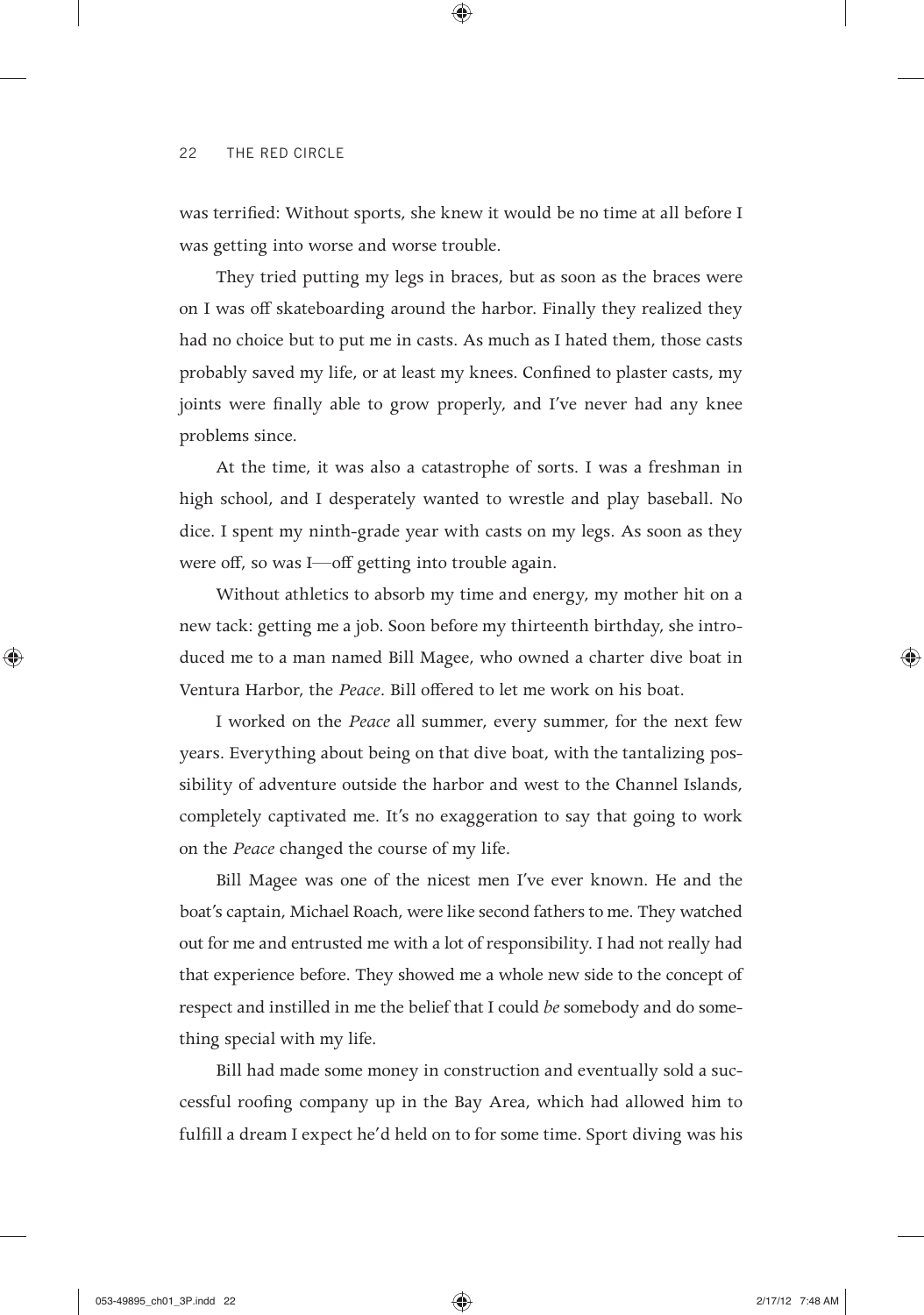was terrified: Without sports, she knew it would be no time at all before I was getting into worse and worse trouble.

They tried putting my legs in braces, but as soon as the braces were on I was off skateboarding around the harbor. Finally they realized they had no choice but to put me in casts. As much as I hated them, those casts probably saved my life, or at least my knees. Confined to plaster casts, my joints were finally able to grow properly, and I've never had any knee problems since.

At the time, it was also a catastrophe of sorts. I was a freshman in high school, and I desperately wanted to wrestle and play baseball. No dice. I spent my ninth-grade year with casts on my legs. As soon as they were off, so was I—off getting into trouble again.

Without athletics to absorb my time and energy, my mother hit on a new tack: getting me a job. Soon before my thirteenth birthday, she introduced me to a man named Bill Magee, who owned a charter dive boat in Ventura Harbor, the *Peace*. Bill offered to let me work on his boat.

I worked on the *Peace* all summer, every summer, for the next few years. Everything about being on that dive boat, with the tantalizing possibility of adventure outside the harbor and west to the Channel Islands, completely captivated me. It's no exaggeration to say that going to work on the *Peace* changed the course of my life.

Bill Magee was one of the nicest men I've ever known. He and the boat's captain, Michael Roach, were like second fathers to me. They watched out for me and entrusted me with a lot of responsibility. I had not really had that experience before. They showed me a whole new side to the concept of respect and instilled in me the belief that I could *be* somebody and do something special with my life.

Bill had made some money in construction and eventually sold a successful roofing company up in the Bay Area, which had allowed him to fulfill a dream I expect he'd held on to for some time. Sport diving was his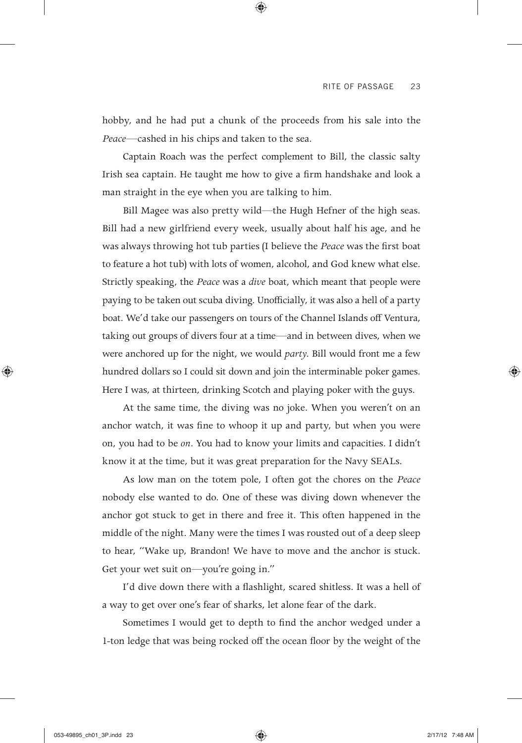hobby, and he had put a chunk of the proceeds from his sale into the *Peace*—cashed in his chips and taken to the sea.

Captain Roach was the perfect complement to Bill, the classic salty Irish sea captain. He taught me how to give a firm handshake and look a man straight in the eye when you are talking to him.

Bill Magee was also pretty wild—the Hugh Hefner of the high seas. Bill had a new girlfriend every week, usually about half his age, and he was always throwing hot tub parties (I believe the *Peace* was the first boat to feature a hot tub) with lots of women, alcohol, and God knew what else. Strictly speaking, the *Peace* was a *dive* boat, which meant that people were paying to be taken out scuba diving. Unofficially, it was also a hell of a party boat. We'd take our passengers on tours of the Channel Islands off Ventura, taking out groups of divers four at a time—and in between dives, when we were anchored up for the night, we would *party*. Bill would front me a few hundred dollars so I could sit down and join the interminable poker games. Here I was, at thirteen, drinking Scotch and playing poker with the guys.

At the same time, the diving was no joke. When you weren't on an anchor watch, it was fine to whoop it up and party, but when you were on, you had to be *on*. You had to know your limits and capacities. I didn't know it at the time, but it was great preparation for the Navy SEALs.

As low man on the totem pole, I often got the chores on the *Peace* nobody else wanted to do. One of these was diving down whenever the anchor got stuck to get in there and free it. This often happened in the middle of the night. Many were the times I was rousted out of a deep sleep to hear, "Wake up, Brandon! We have to move and the anchor is stuck. Get your wet suit on—you're going in."

I'd dive down there with a flashlight, scared shitless. It was a hell of a way to get over one's fear of sharks, let alone fear of the dark.

Sometimes I would get to depth to find the anchor wedged under a 1-ton ledge that was being rocked off the ocean floor by the weight of the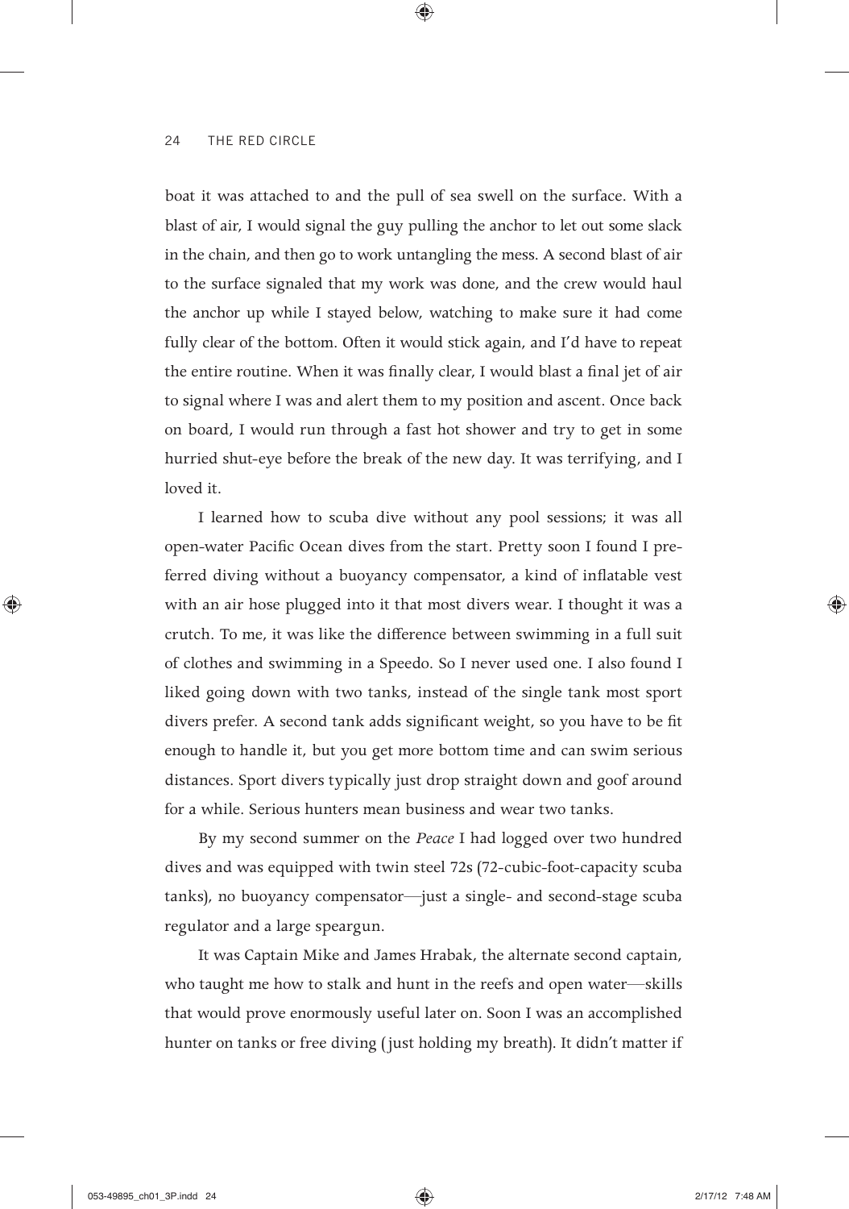boat it was attached to and the pull of sea swell on the surface. With a blast of air, I would signal the guy pulling the anchor to let out some slack in the chain, and then go to work untangling the mess. A second blast of air to the surface signaled that my work was done, and the crew would haul the anchor up while I stayed below, watching to make sure it had come fully clear of the bottom. Often it would stick again, and I'd have to repeat the entire routine. When it was finally clear, I would blast a final jet of air to signal where I was and alert them to my position and ascent. Once back on board, I would run through a fast hot shower and try to get in some hurried shut-eye before the break of the new day. It was terrifying, and I loved it.

I learned how to scuba dive without any pool sessions; it was all open-water Pacific Ocean dives from the start. Pretty soon I found I preferred diving without a buoyancy compensator, a kind of inflatable vest with an air hose plugged into it that most divers wear. I thought it was a crutch. To me, it was like the difference between swimming in a full suit of clothes and swimming in a Speedo. So I never used one. I also found I liked going down with two tanks, instead of the single tank most sport divers prefer. A second tank adds significant weight, so you have to be fit enough to handle it, but you get more bottom time and can swim serious distances. Sport divers typically just drop straight down and goof around for a while. Serious hunters mean business and wear two tanks.

By my second summer on the *Peace* I had logged over two hundred dives and was equipped with twin steel 72s (72-cubic-foot-capacity scuba tanks), no buoyancy compensator—just a single- and second-stage scuba regulator and a large speargun.

It was Captain Mike and James Hrabak, the alternate second captain, who taught me how to stalk and hunt in the reefs and open water—skills that would prove enormously useful later on. Soon I was an accomplished hunter on tanks or free diving (just holding my breath). It didn't matter if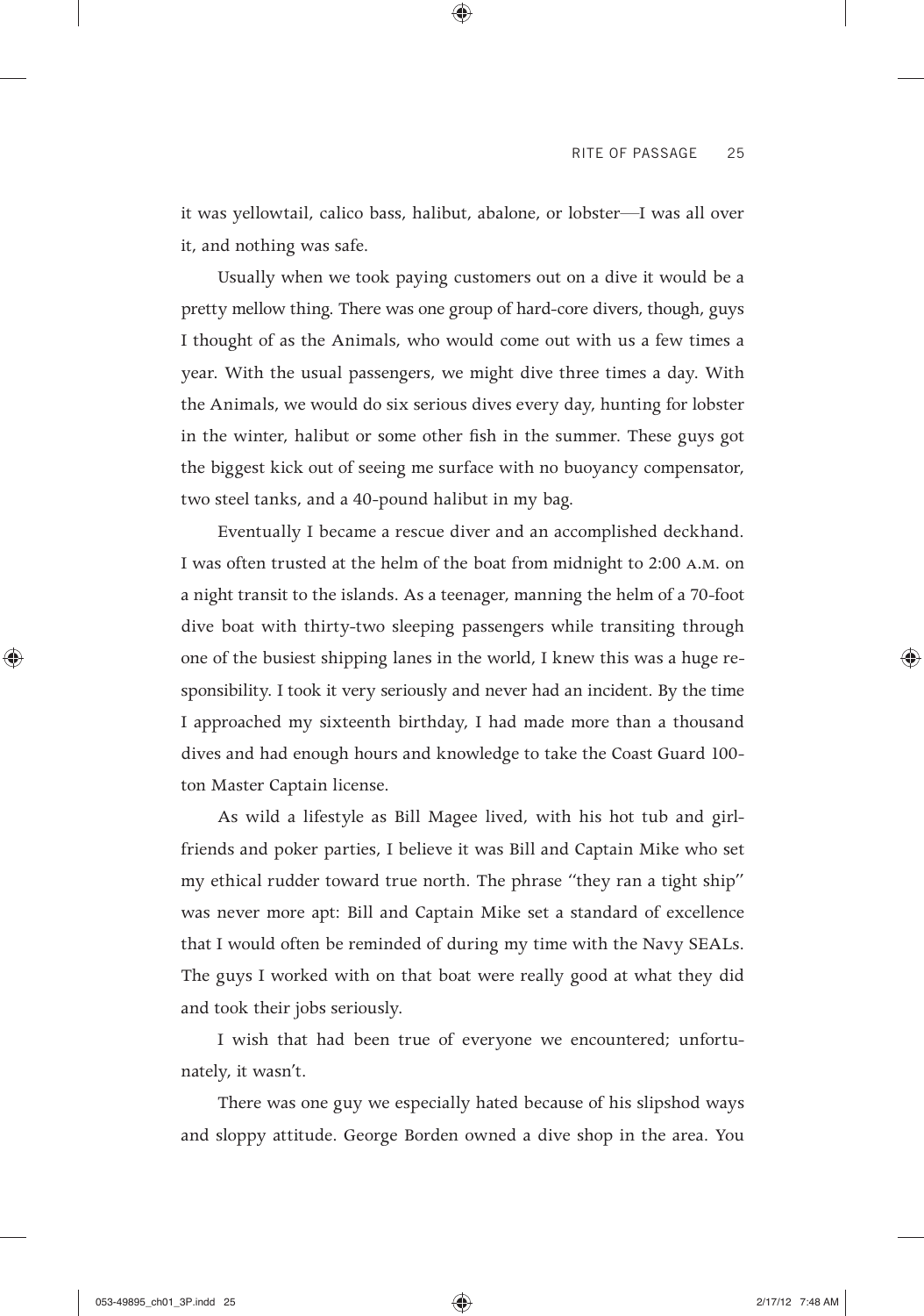it was yellowtail, calico bass, halibut, abalone, or lobster—I was all over it, and nothing was safe.

Usually when we took paying customers out on a dive it would be a pretty mellow thing. There was one group of hard-core divers, though, guys I thought of as the Animals, who would come out with us a few times a year. With the usual passengers, we might dive three times a day. With the Animals, we would do six serious dives every day, hunting for lobster in the winter, halibut or some other fish in the summer. These guys got the biggest kick out of seeing me surface with no buoyancy compensator, two steel tanks, and a 40-pound halibut in my bag.

Eventually I became a rescue diver and an accomplished deckhand. I was often trusted at the helm of the boat from midnight to 2:00 A.M. on a night transit to the islands. As a teenager, manning the helm of a 70-foot dive boat with thirty-two sleeping passengers while transiting through one of the busiest shipping lanes in the world, I knew this was a huge responsibility. I took it very seriously and never had an incident. By the time I approached my sixteenth birthday, I had made more than a thousand dives and had enough hours and knowledge to take the Coast Guard 100-ton Master Captain license.

As wild a lifestyle as Bill Magee lived, with his hot tub and girlfriends and poker parties, I believe it was Bill and Captain Mike who set my ethical rudder toward true north. The phrase "they ran a tight ship" was never more apt: Bill and Captain Mike set a standard of excellence that I would often be reminded of during my time with the Navy SEALs. The guys I worked with on that boat were really good at what they did and took their jobs seriously.

I wish that had been true of everyone we encountered; unfortunately, it wasn't.

There was one guy we especially hated because of his slipshod ways and sloppy attitude. George Borden owned a dive shop in the area. You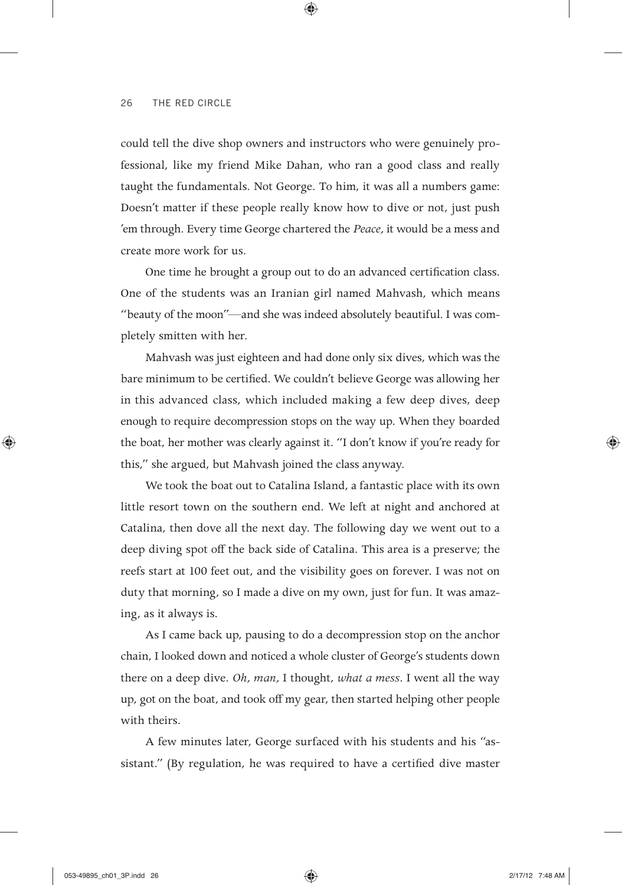could tell the dive shop owners and instructors who were genuinely professional, like my friend Mike Dahan, who ran a good class and really taught the fundamentals. Not George. To him, it was all a numbers game: Doesn't matter if these people really know how to dive or not, just push 'em through. Every time George chartered the *Peace,* it would be a mess and create more work for us.

One time he brought a group out to do an advanced certification class. One of the students was an Iranian girl named Mahvash, which means "beauty of the moon"—and she was indeed absolutely beautiful. I was completely smitten with her.

Mahvash was just eighteen and had done only six dives, which was the bare minimum to be certified. We couldn't believe George was allowing her in this advanced class, which included making a few deep dives, deep enough to require decompression stops on the way up. When they boarded the boat, her mother was clearly against it. "I don't know if you're ready for this," she argued, but Mahvash joined the class anyway.

We took the boat out to Catalina Island, a fantastic place with its own little resort town on the southern end. We left at night and anchored at Catalina, then dove all the next day. The following day we went out to a deep diving spot off the back side of Catalina. This area is a preserve; the reefs start at 100 feet out, and the visibility goes on forever. I was not on duty that morning, so I made a dive on my own, just for fun. It was amazing, as it always is.

As I came back up, pausing to do a decompression stop on the anchor chain, I looked down and noticed a whole cluster of George's students down there on a deep dive. *Oh, man,* I thought, *what a mess.* I went all the way up, got on the boat, and took off my gear, then started helping other people with theirs.

A few minutes later, George surfaced with his students and his "assistant." (By regulation, he was required to have a certified dive master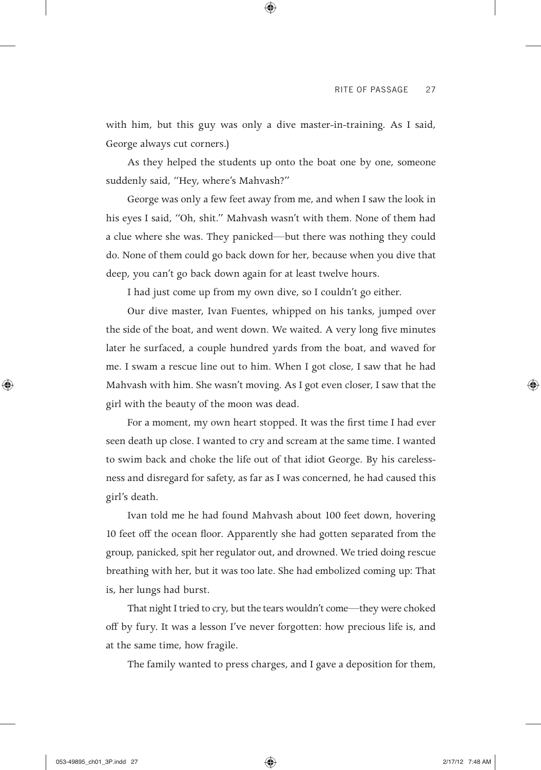with him, but this guy was only a dive master-in-training. As I said, George always cut corners.)

As they helped the students up onto the boat one by one, someone suddenly said, "Hey, where's Mahvash?"

George was only a few feet away from me, and when I saw the look in his eyes I said, "Oh, shit." Mahvash wasn't with them. None of them had a clue where she was. They panicked—but there was nothing they could do. None of them could go back down for her, because when you dive that deep, you can't go back down again for at least twelve hours.

I had just come up from my own dive, so I couldn't go either.

Our dive master, Ivan Fuentes, whipped on his tanks, jumped over the side of the boat, and went down. We waited. A very long five minutes later he surfaced, a couple hundred yards from the boat, and waved for me. I swam a rescue line out to him. When I got close, I saw that he had Mahvash with him. She wasn't moving. As I got even closer, I saw that the girl with the beauty of the moon was dead.

For a moment, my own heart stopped. It was the first time I had ever seen death up close. I wanted to cry and scream at the same time. I wanted to swim back and choke the life out of that idiot George. By his carelessness and disregard for safety, as far as I was concerned, he had caused this girl's death.

Ivan told me he had found Mahvash about 100 feet down, hovering 10 feet off the ocean floor. Apparently she had gotten separated from the group, panicked, spit her regulator out, and drowned. We tried doing rescue breathing with her, but it was too late. She had embolized coming up: That is, her lungs had burst.

That night I tried to cry, but the tears wouldn't come—they were choked off by fury. It was a lesson I've never forgotten: how precious life is, and at the same time, how fragile.

The family wanted to press charges, and I gave a deposition for them,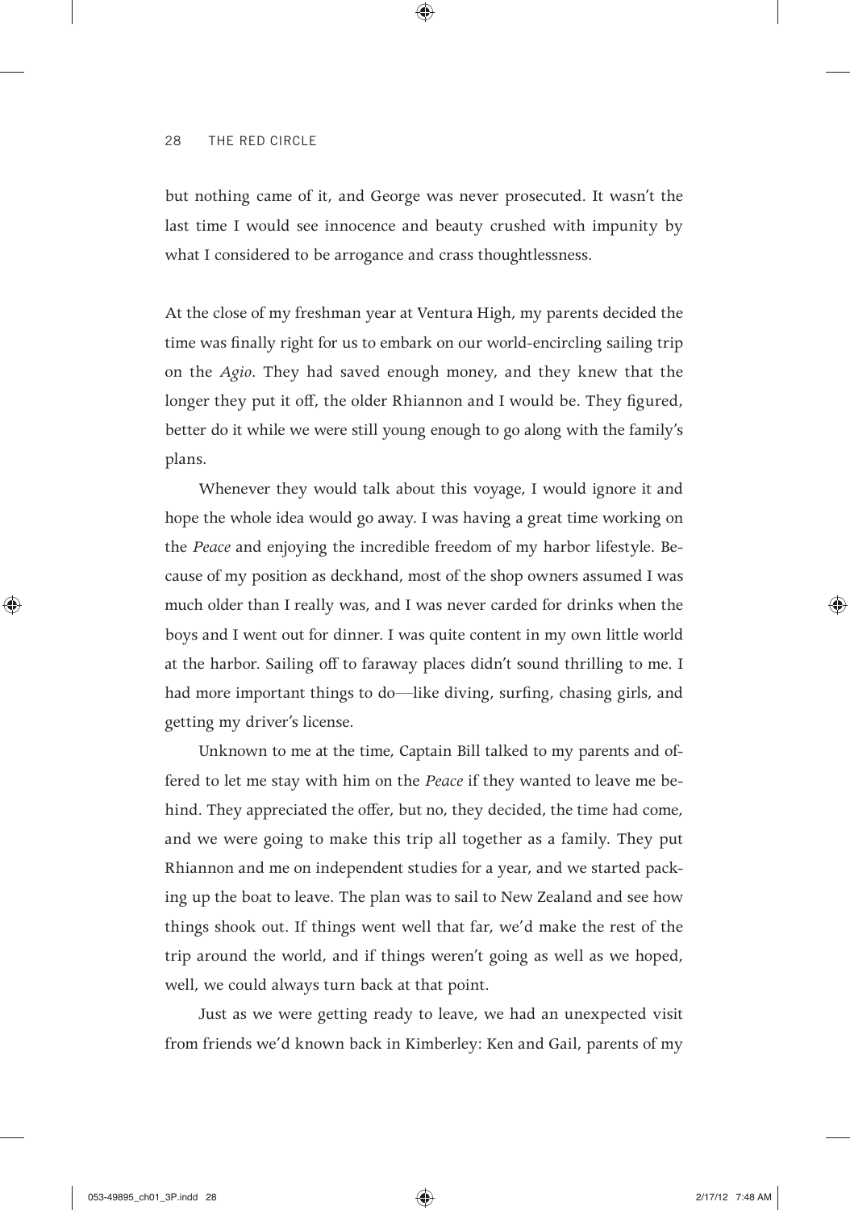but nothing came of it, and George was never prosecuted. It wasn't the last time I would see innocence and beauty crushed with impunity by what I considered to be arrogance and crass thoughtlessness.

At the close of my freshman year at Ventura High, my parents decided the time was finally right for us to embark on our world-encircling sailing trip on the *Agio*. They had saved enough money, and they knew that the longer they put it off, the older Rhiannon and I would be. They figured, better do it while we were still young enough to go along with the family's plans.

Whenever they would talk about this voyage, I would ignore it and hope the whole idea would go away. I was having a great time working on the *Peace* and enjoying the incredible freedom of my harbor lifestyle. Because of my position as deckhand, most of the shop owners assumed I was much older than I really was, and I was never carded for drinks when the boys and I went out for dinner. I was quite content in my own little world at the harbor. Sailing off to faraway places didn't sound thrilling to me. I had more important things to do—like diving, surfing, chasing girls, and getting my driver's license.

Unknown to me at the time, Captain Bill talked to my parents and offered to let me stay with him on the *Peace* if they wanted to leave me behind. They appreciated the offer, but no, they decided, the time had come, and we were going to make this trip all together as a family. They put Rhiannon and me on independent studies for a year, and we started packing up the boat to leave. The plan was to sail to New Zealand and see how things shook out. If things went well that far, we'd make the rest of the trip around the world, and if things weren't going as well as we hoped, well, we could always turn back at that point.

Just as we were getting ready to leave, we had an unexpected visit from friends we'd known back in Kimberley: Ken and Gail, parents of my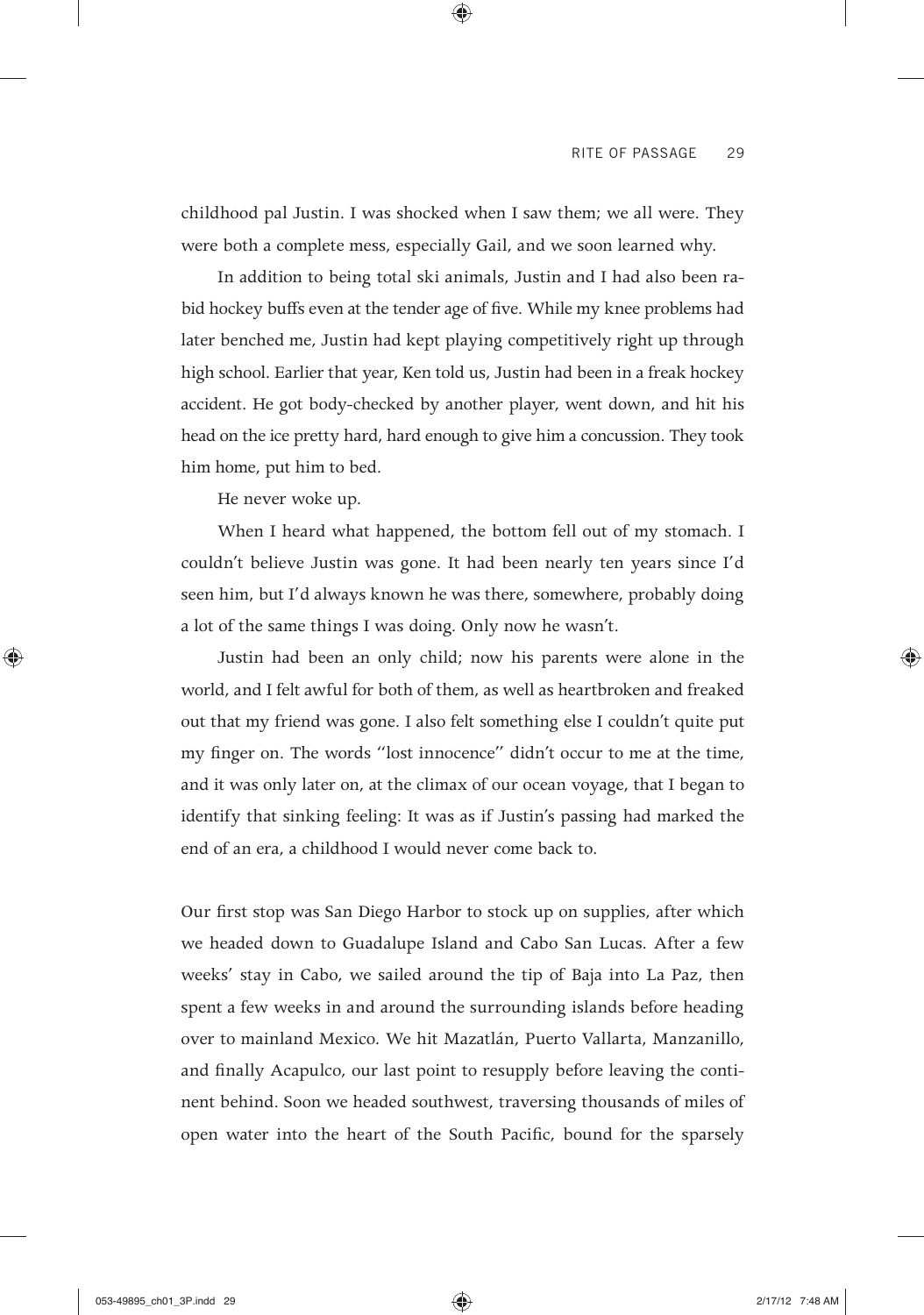childhood pal Justin. I was shocked when I saw them; we all were. They were both a complete mess, especially Gail, and we soon learned why.

In addition to being total ski animals, Justin and I had also been rabid hockey buffs even at the tender age of five. While my knee problems had later benched me, Justin had kept playing competitively right up through high school. Earlier that year, Ken told us, Justin had been in a freak hockey accident. He got body-checked by another player, went down, and hit his head on the ice pretty hard, hard enough to give him a concussion. They took him home, put him to bed.

He never woke up.

When I heard what happened, the bottom fell out of my stomach. I couldn't believe Justin was gone. It had been nearly ten years since I'd seen him, but I'd always known he was there, somewhere, probably doing a lot of the same things I was doing. Only now he wasn't.

Justin had been an only child; now his parents were alone in the world, and I felt awful for both of them, as well as heartbroken and freaked out that my friend was gone. I also felt something else I couldn't quite put my finger on. The words "lost innocence" didn't occur to me at the time, and it was only later on, at the climax of our ocean voyage, that I began to identify that sinking feeling: It was as if Justin's passing had marked the end of an era, a childhood I would never come back to.

Our first stop was San Diego Harbor to stock up on supplies, after which we headed down to Guadalupe Island and Cabo San Lucas. After a few weeks' stay in Cabo, we sailed around the tip of Baja into La Paz, then spent a few weeks in and around the surrounding islands before heading over to mainland Mexico. We hit Mazatlán, Puerto Vallarta, Manzanillo, and finally Acapulco, our last point to resupply before leaving the continent behind. Soon we headed southwest, traversing thousands of miles of open water into the heart of the South Pacific, bound for the sparsely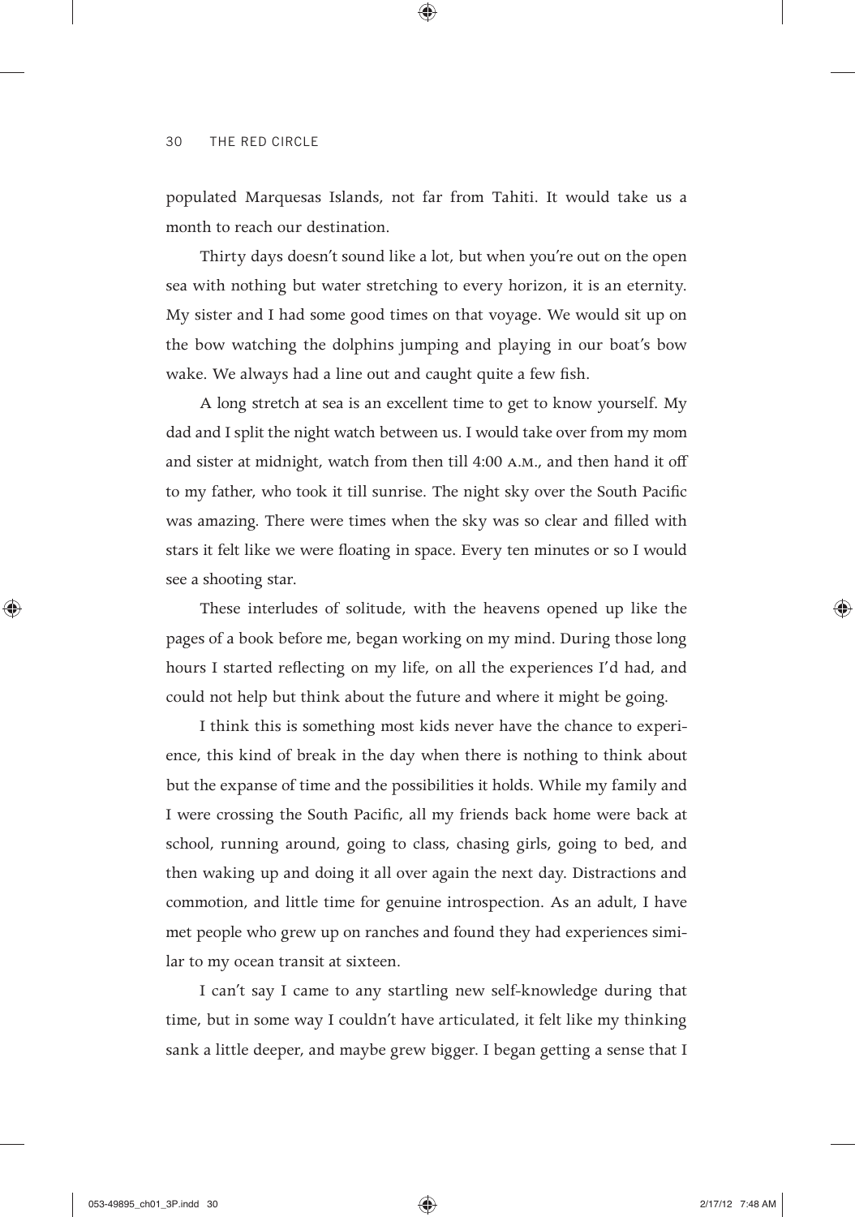populated Marquesas Islands, not far from Tahiti. It would take us a month to reach our destination.

Thirty days doesn't sound like a lot, but when you're out on the open sea with nothing but water stretching to every horizon, it is an eternity. My sister and I had some good times on that voyage. We would sit up on the bow watching the dolphins jumping and playing in our boat's bow wake. We always had a line out and caught quite a few fish.

A long stretch at sea is an excellent time to get to know yourself. My dad and I split the night watch between us. I would take over from my mom and sister at midnight, watch from then till 4:00 A.M., and then hand it off to my father, who took it till sunrise. The night sky over the South Pacific was amazing. There were times when the sky was so clear and filled with stars it felt like we were floating in space. Every ten minutes or so I would see a shooting star.

These interludes of solitude, with the heavens opened up like the pages of a book before me, began working on my mind. During those long hours I started reflecting on my life, on all the experiences I'd had, and could not help but think about the future and where it might be going.

I think this is something most kids never have the chance to experience, this kind of break in the day when there is nothing to think about but the expanse of time and the possibilities it holds. While my family and I were crossing the South Pacific, all my friends back home were back at school, running around, going to class, chasing girls, going to bed, and then waking up and doing it all over again the next day. Distractions and commotion, and little time for genuine introspection. As an adult, I have met people who grew up on ranches and found they had experiences similar to my ocean transit at sixteen.

I can't say I came to any startling new self-knowledge during that time, but in some way I couldn't have articulated, it felt like my thinking sank a little deeper, and maybe grew bigger. I began getting a sense that I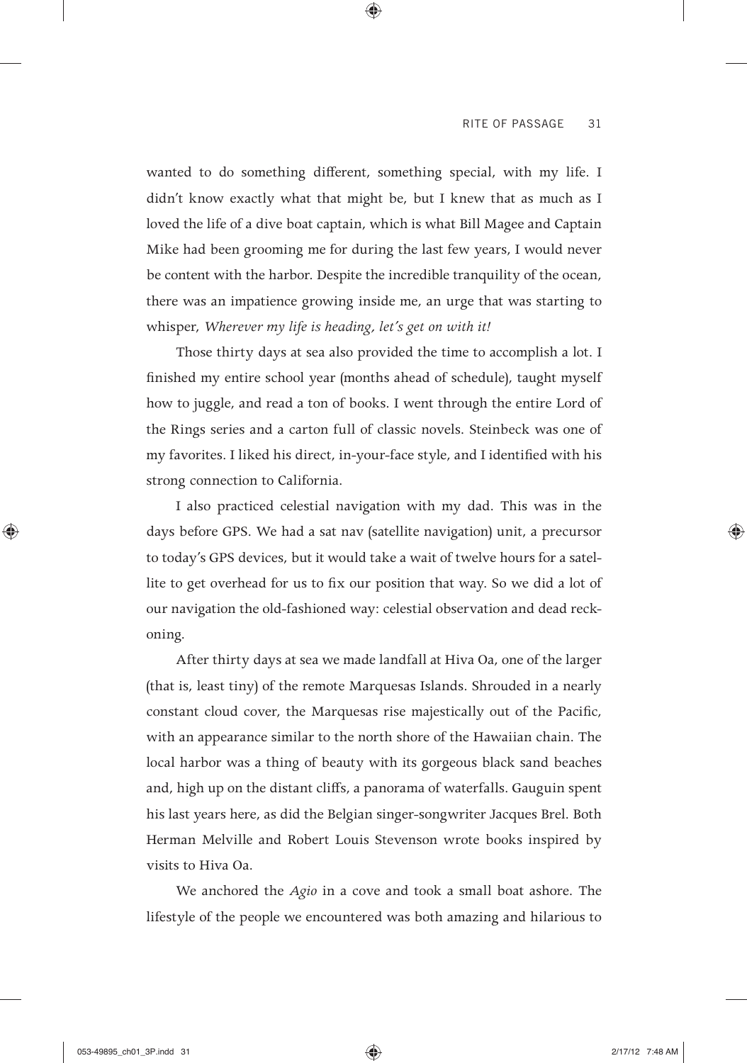wanted to do something different, something special, with my life. I didn't know exactly what that might be, but I knew that as much as I loved the life of a dive boat captain, which is what Bill Magee and Captain Mike had been grooming me for during the last few years, I would never be content with the harbor. Despite the incredible tranquility of the ocean, there was an impatience growing inside me, an urge that was starting to whisper, *Wherever my life is heading, let's get on with it!*

Those thirty days at sea also provided the time to accomplish a lot. I finished my entire school year (months ahead of schedule), taught myself how to juggle, and read a ton of books. I went through the entire Lord of the Rings series and a carton full of classic novels. Steinbeck was one of my favorites. I liked his direct, in-your-face style, and I identified with his strong connection to California.

I also practiced celestial navigation with my dad. This was in the days before GPS. We had a sat nav (satellite navigation) unit, a precursor to today's GPS devices, but it would take a wait of twelve hours for a satellite to get overhead for us to fix our position that way. So we did a lot of our navigation the old-fashioned way: celestial observation and dead reckoning.

After thirty days at sea we made landfall at Hiva Oa, one of the larger (that is, least tiny) of the remote Marquesas Islands. Shrouded in a nearly constant cloud cover, the Marquesas rise majestically out of the Pacific, with an appearance similar to the north shore of the Hawaiian chain. The local harbor was a thing of beauty with its gorgeous black sand beaches and, high up on the distant cliffs, a panorama of waterfalls. Gauguin spent his last years here, as did the Belgian singer-songwriter Jacques Brel. Both Herman Melville and Robert Louis Stevenson wrote books inspired by visits to Hiva Oa.

We anchored the *Agio* in a cove and took a small boat ashore. The lifestyle of the people we encountered was both amazing and hilarious to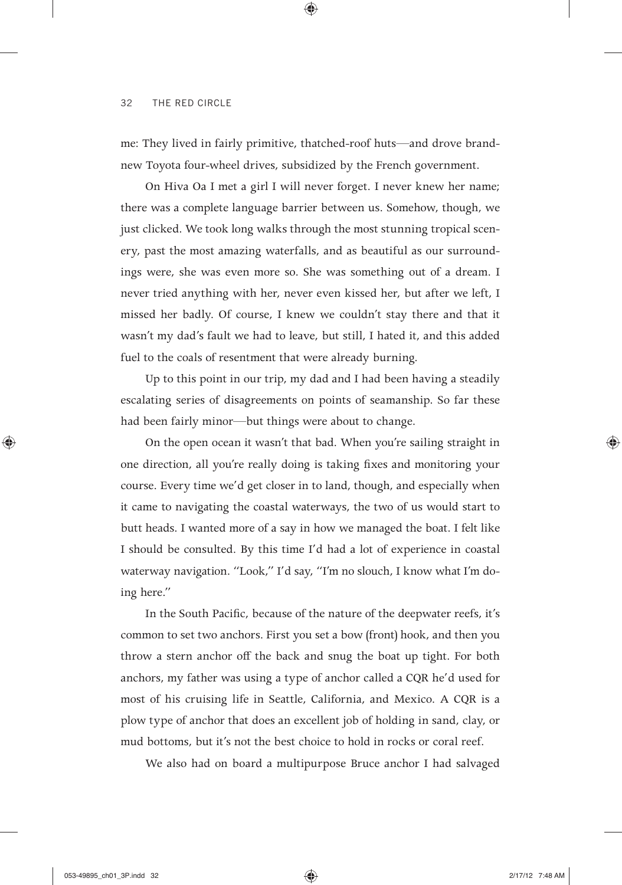me: They lived in fairly primitive, thatched-roof huts—and drove brand-new Toyota four-wheel drives, subsidized by the French government.

On Hiva Oa I met a girl I will never forget. I never knew her name; there was a complete language barrier between us. Somehow, though, we just clicked. We took long walks through the most stunning tropical scenery, past the most amazing waterfalls, and as beautiful as our surroundings were, she was even more so. She was something out of a dream. I never tried anything with her, never even kissed her, but after we left, I missed her badly. Of course, I knew we couldn't stay there and that it wasn't my dad's fault we had to leave, but still, I hated it, and this added fuel to the coals of resentment that were already burning.

Up to this point in our trip, my dad and I had been having a steadily escalating series of disagreements on points of seamanship. So far these had been fairly minor—but things were about to change.

On the open ocean it wasn't that bad. When you're sailing straight in one direction, all you're really doing is taking fixes and monitoring your course. Every time we'd get closer in to land, though, and especially when it came to navigating the coastal waterways, the two of us would start to butt heads. I wanted more of a say in how we managed the boat. I felt like I should be consulted. By this time I'd had a lot of experience in coastal waterway navigation. "Look," I'd say, "I'm no slouch, I know what I'm doing here."

In the South Pacific, because of the nature of the deepwater reefs, it's common to set two anchors. First you set a bow (front) hook, and then you throw a stern anchor off the back and snug the boat up tight. For both anchors, my father was using a type of anchor called a CQR he'd used for most of his cruising life in Seattle, California, and Mexico. A CQR is a plow type of anchor that does an excellent job of holding in sand, clay, or mud bottoms, but it's not the best choice to hold in rocks or coral reef.

We also had on board a multipurpose Bruce anchor I had salvaged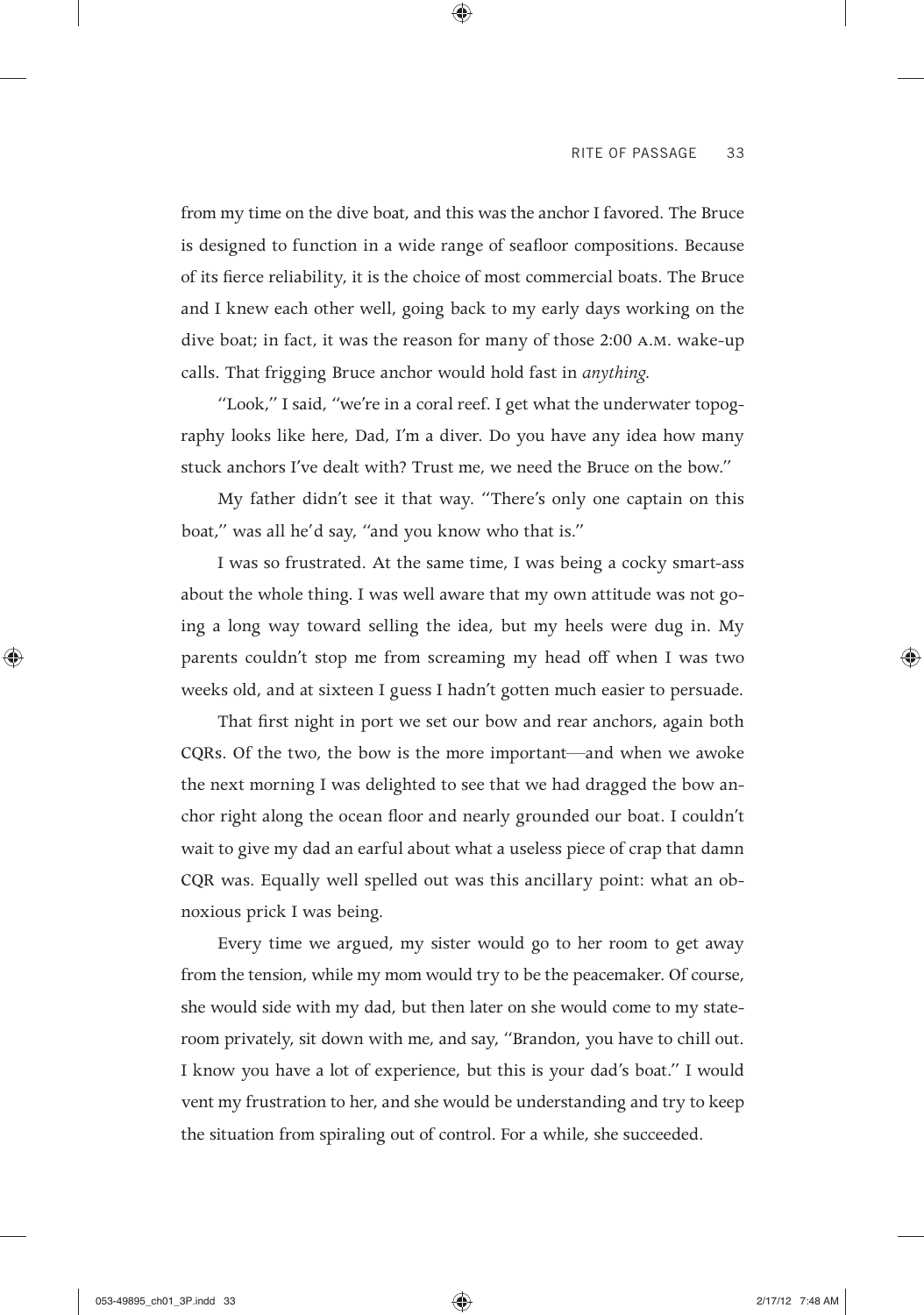from my time on the dive boat, and this was the anchor I favored. The Bruce is designed to function in a wide range of seafloor compositions. Because of its fierce reliability, it is the choice of most commercial boats. The Bruce and I knew each other well, going back to my early days working on the dive boat; in fact, it was the reason for many of those 2:00 A.M. wake-up calls. That frigging Bruce anchor would hold fast in *anything*.

"Look," I said, "we're in a coral reef. I get what the underwater topography looks like here, Dad, I'm a diver. Do you have any idea how many stuck anchors I've dealt with? Trust me, we need the Bruce on the bow."

My father didn't see it that way. "There's only one captain on this boat," was all he'd say, "and you know who that is."

I was so frustrated. At the same time, I was being a cocky smart-ass about the whole thing. I was well aware that my own attitude was not going a long way toward selling the idea, but my heels were dug in. My parents couldn't stop me from screaming my head off when I was two weeks old, and at sixteen I guess I hadn't gotten much easier to persuade.

That first night in port we set our bow and rear anchors, again both CQRs. Of the two, the bow is the more important—and when we awoke the next morning I was delighted to see that we had dragged the bow anchor right along the ocean floor and nearly grounded our boat. I couldn't wait to give my dad an earful about what a useless piece of crap that damn CQR was. Equally well spelled out was this ancillary point: what an obnoxious prick I was being.

Every time we argued, my sister would go to her room to get away from the tension, while my mom would try to be the peacemaker. Of course, she would side with my dad, but then later on she would come to my stateroom privately, sit down with me, and say, "Brandon, you have to chill out. I know you have a lot of experience, but this is your dad's boat." I would vent my frustration to her, and she would be understanding and try to keep the situation from spiraling out of control. For a while, she succeeded.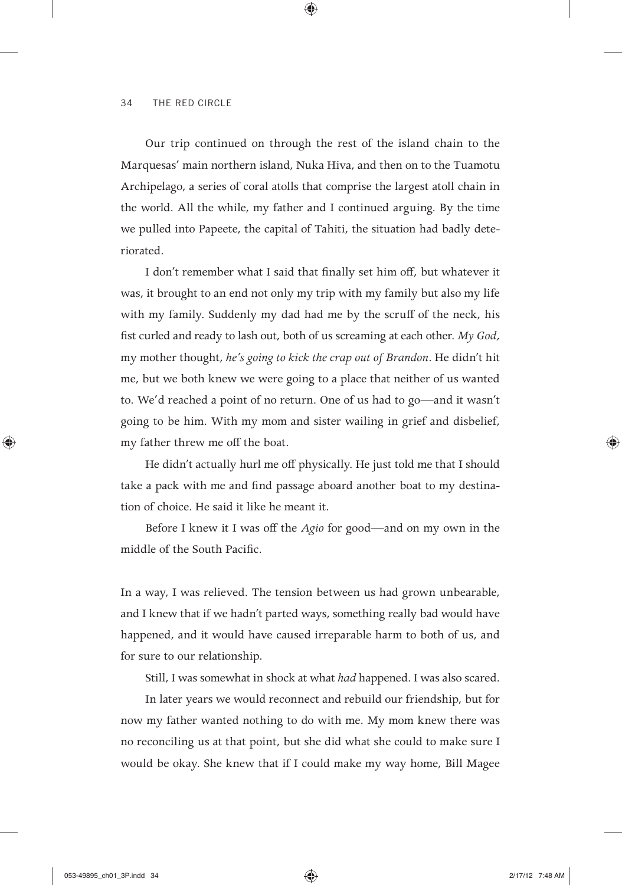Our trip continued on through the rest of the island chain to the Marquesas' main northern island, Nuka Hiva, and then on to the Tuamotu Archipelago, a series of coral atolls that comprise the largest atoll chain in the world. All the while, my father and I continued arguing. By the time we pulled into Papeete, the capital of Tahiti, the situation had badly deteriorated.

I don't remember what I said that finally set him off, but whatever it was, it brought to an end not only my trip with my family but also my life with my family. Suddenly my dad had me by the scruff of the neck, his fist curled and ready to lash out, both of us screaming at each other. *My God,* my mother thought, *he's going to kick the crap out of Brandon*. He didn't hit me, but we both knew we were going to a place that neither of us wanted to. We'd reached a point of no return. One of us had to go—and it wasn't going to be him. With my mom and sister wailing in grief and disbelief, my father threw me off the boat.

He didn't actually hurl me off physically. He just told me that I should take a pack with me and find passage aboard another boat to my destination of choice. He said it like he meant it.

Before I knew it I was off the *Agio* for good—and on my own in the middle of the South Pacific.

In a way, I was relieved. The tension between us had grown unbearable, and I knew that if we hadn't parted ways, something really bad would have happened, and it would have caused irreparable harm to both of us, and for sure to our relationship.

Still, I was somewhat in shock at what *had* happened. I was also scared.

In later years we would reconnect and rebuild our friendship, but for now my father wanted nothing to do with me. My mom knew there was no reconciling us at that point, but she did what she could to make sure I would be okay. She knew that if I could make my way home, Bill Magee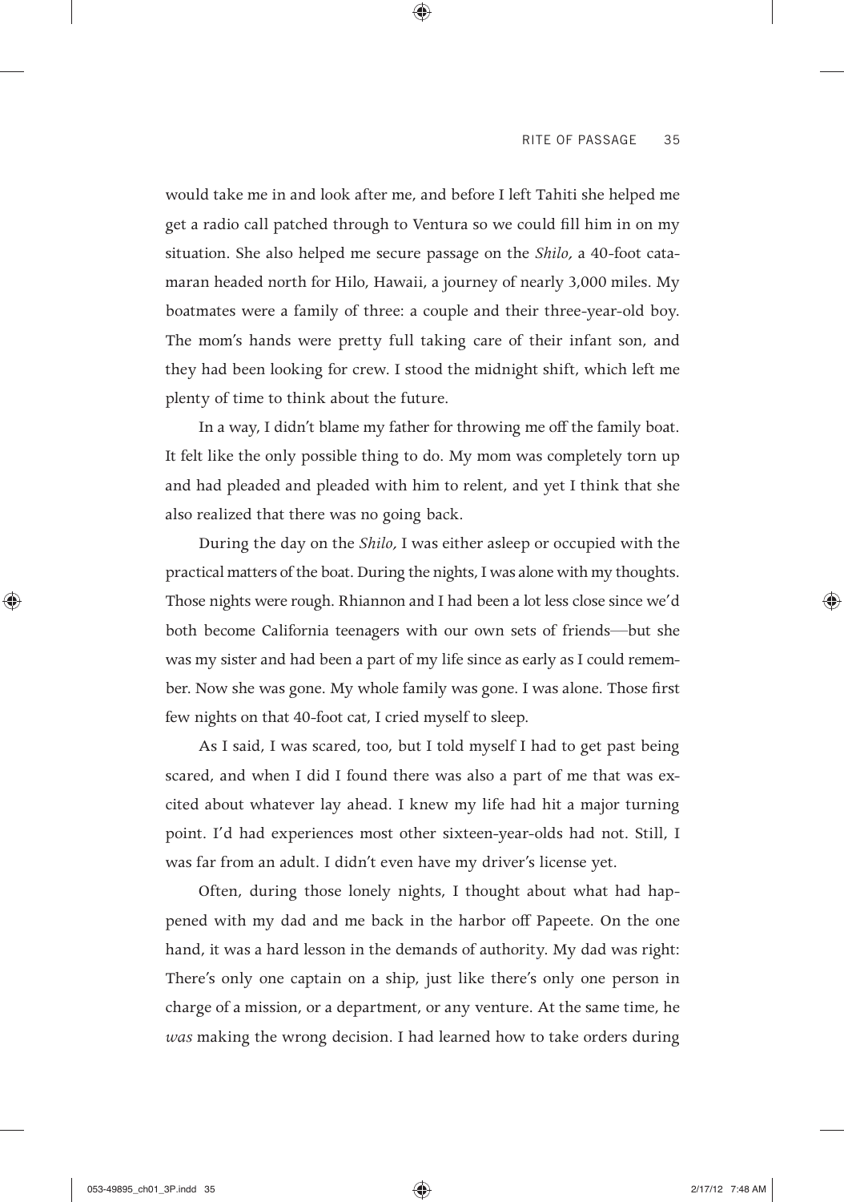would take me in and look after me, and before I left Tahiti she helped me get a radio call patched through to Ventura so we could fill him in on my situation. She also helped me secure passage on the *Shilo,* a 40-foot catamaran headed north for Hilo, Hawaii, a journey of nearly 3,000 miles. My boatmates were a family of three: a couple and their three-year-old boy. The mom's hands were pretty full taking care of their infant son, and they had been looking for crew. I stood the midnight shift, which left me plenty of time to think about the future.

In a way, I didn't blame my father for throwing me off the family boat. It felt like the only possible thing to do. My mom was completely torn up and had pleaded and pleaded with him to relent, and yet I think that she also realized that there was no going back.

During the day on the *Shilo,* I was either asleep or occupied with the practical matters of the boat. During the nights, I was alone with my thoughts. Those nights were rough. Rhiannon and I had been a lot less close since we'd both become California teenagers with our own sets of friends—but she was my sister and had been a part of my life since as early as I could remember. Now she was gone. My whole family was gone. I was alone. Those first few nights on that 40-foot cat, I cried myself to sleep.

As I said, I was scared, too, but I told myself I had to get past being scared, and when I did I found there was also a part of me that was excited about whatever lay ahead. I knew my life had hit a major turning point. I'd had experiences most other sixteen-year-olds had not. Still, I was far from an adult. I didn't even have my driver's license yet.

Often, during those lonely nights, I thought about what had happened with my dad and me back in the harbor off Papeete. On the one hand, it was a hard lesson in the demands of authority. My dad was right: There's only one captain on a ship, just like there's only one person in charge of a mission, or a department, or any venture. At the same time, he *was* making the wrong decision. I had learned how to take orders during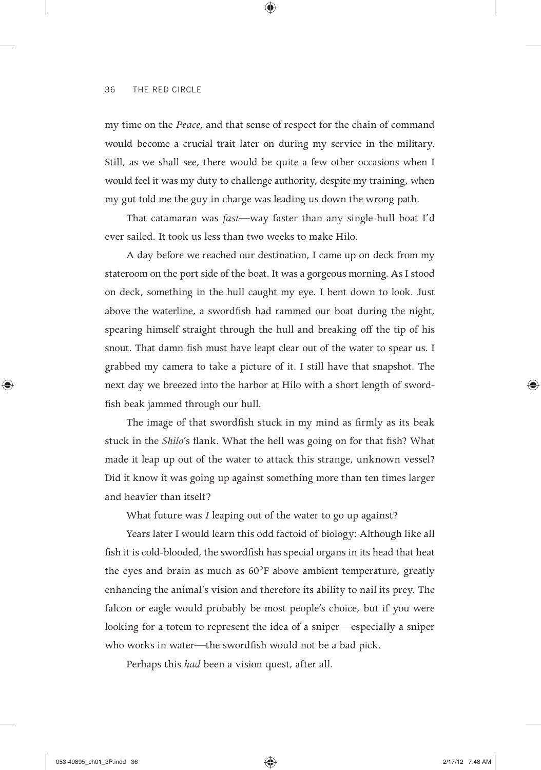my time on the *Peace,* and that sense of respect for the chain of command would become a crucial trait later on during my service in the military. Still, as we shall see, there would be quite a few other occasions when I would feel it was my duty to challenge authority, despite my training, when my gut told me the guy in charge was leading us down the wrong path.

That catamaran was *fast*—way faster than any single-hull boat I'd ever sailed. It took us less than two weeks to make Hilo.

A day before we reached our destination, I came up on deck from my stateroom on the port side of the boat. It was a gorgeous morning. As I stood on deck, something in the hull caught my eye. I bent down to look. Just above the waterline, a swordfish had rammed our boat during the night, spearing himself straight through the hull and breaking off the tip of his snout. That damn fish must have leapt clear out of the water to spear us. I grabbed my camera to take a picture of it. I still have that snapshot. The next day we breezed into the harbor at Hilo with a short length of swordfish beak jammed through our hull.

The image of that swordfish stuck in my mind as firmly as its beak stuck in the *Shilo*'s flank. What the hell was going on for that fish? What made it leap up out of the water to attack this strange, unknown vessel? Did it know it was going up against something more than ten times larger and heavier than itself?

What future was *I* leaping out of the water to go up against?

Years later I would learn this odd factoid of biology: Although like all fish it is cold-blooded, the swordfish has special organs in its head that heat the eyes and brain as much as 60°F above ambient temperature, greatly enhancing the animal's vision and therefore its ability to nail its prey. The falcon or eagle would probably be most people's choice, but if you were looking for a totem to represent the idea of a sniper—especially a sniper who works in water—the swordfish would not be a bad pick.

Perhaps this *had* been a vision quest, after all.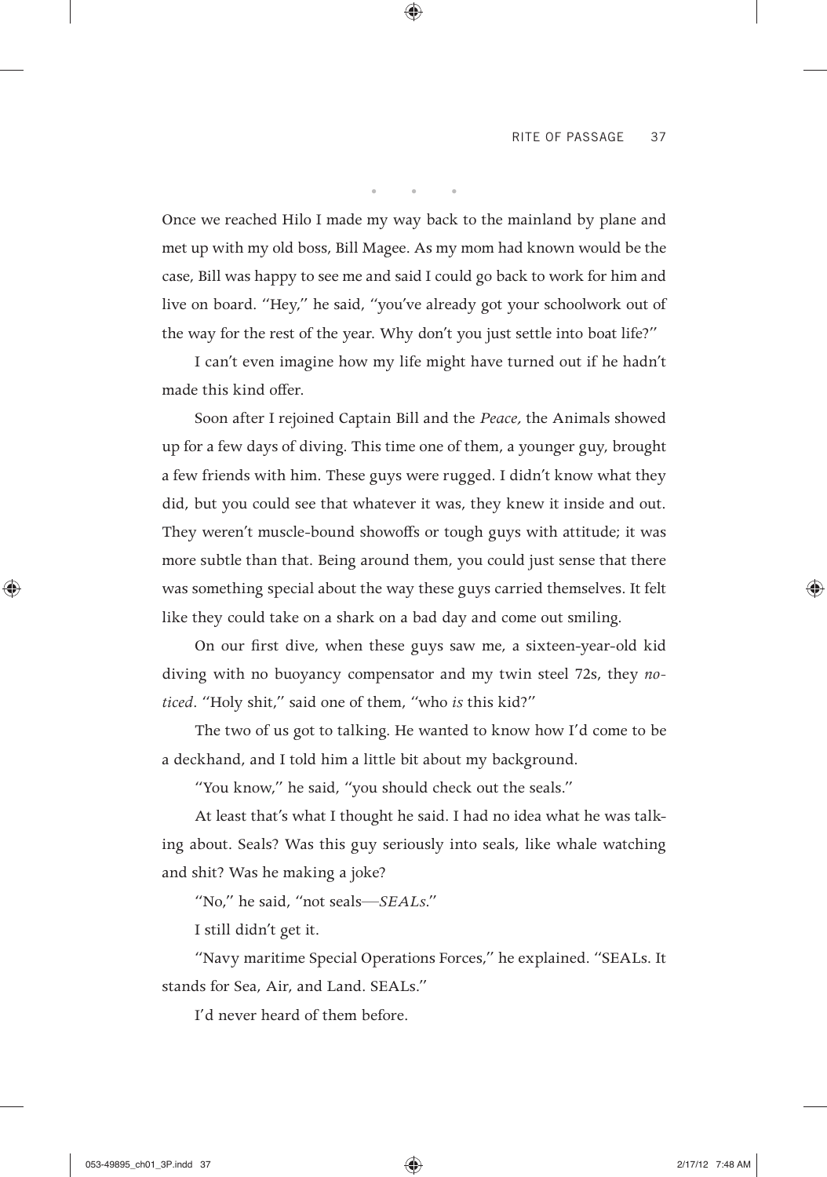• • •

Once we reached Hilo I made my way back to the mainland by plane and met up with my old boss, Bill Magee. As my mom had known would be the case, Bill was happy to see me and said I could go back to work for him and live on board. "Hey," he said, "you've already got your schoolwork out of the way for the rest of the year. Why don't you just settle into boat life?"

I can't even imagine how my life might have turned out if he hadn't made this kind offer.

Soon after I rejoined Captain Bill and the *Peace,* the Animals showed up for a few days of diving. This time one of them, a younger guy, brought a few friends with him. These guys were rugged. I didn't know what they did, but you could see that whatever it was, they knew it inside and out. They weren't muscle-bound showoffs or tough guys with attitude; it was more subtle than that. Being around them, you could just sense that there was something special about the way these guys carried themselves. It felt like they could take on a shark on a bad day and come out smiling.

On our first dive, when these guys saw me, a sixteen-year-old kid diving with no buoyancy compensator and my twin steel 72s, they *noticed*. "Holy shit," said one of them, "who *is* this kid?"

The two of us got to talking. He wanted to know how I'd come to be a deckhand, and I told him a little bit about my background.

"You know," he said, "you should check out the seals."

At least that's what I thought he said. I had no idea what he was talking about. Seals? Was this guy seriously into seals, like whale watching and shit? Was he making a joke?

"No," he said, "not seals—*SEALs*."

I still didn't get it.

"Navy maritime Special Operations Forces," he explained. "SEALs. It stands for Sea, Air, and Land. SEALs."

I'd never heard of them before.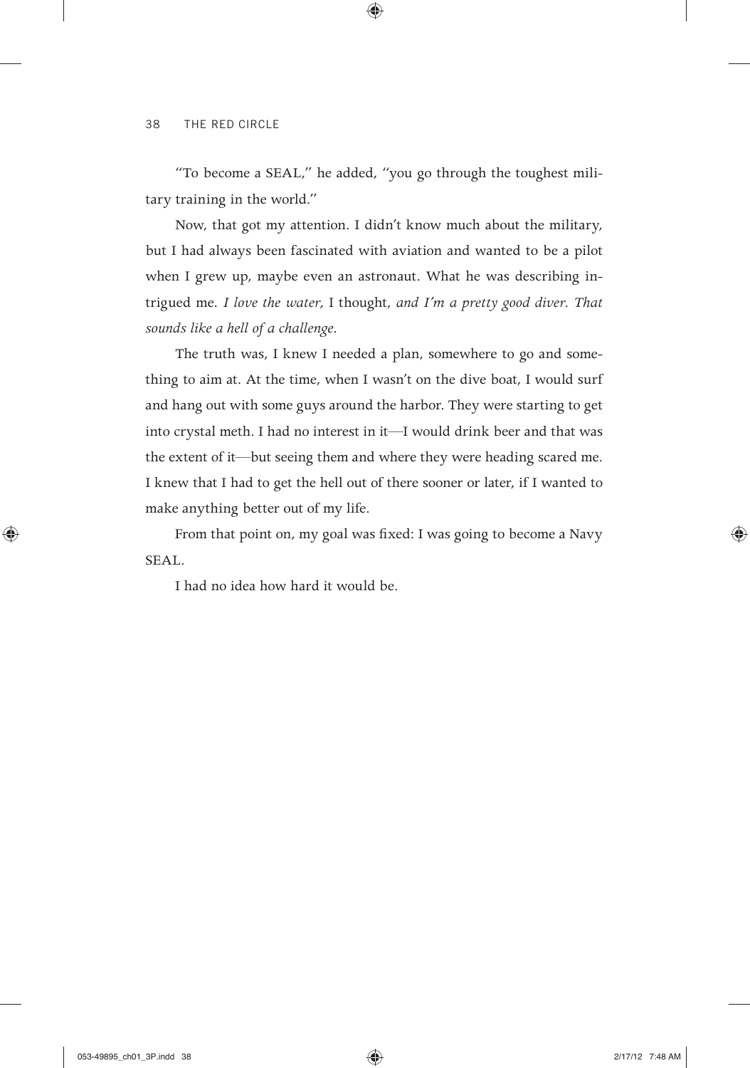"To become a SEAL," he added, "you go through the toughest military training in the world."

Now, that got my attention. I didn't know much about the military, but I had always been fascinated with aviation and wanted to be a pilot when I grew up, maybe even an astronaut. What he was describing intrigued me. *I love the water,* I thought, *and I'm a pretty good diver. That sounds like a hell of a challenge.*

The truth was, I knew I needed a plan, somewhere to go and something to aim at. At the time, when I wasn't on the dive boat, I would surf and hang out with some guys around the harbor. They were starting to get into crystal meth. I had no interest in it—I would drink beer and that was the extent of it—but seeing them and where they were heading scared me. I knew that I had to get the hell out of there sooner or later, if I wanted to make anything better out of my life.

From that point on, my goal was fixed: I was going to become a Navy SEAL.

I had no idea how hard it would be.